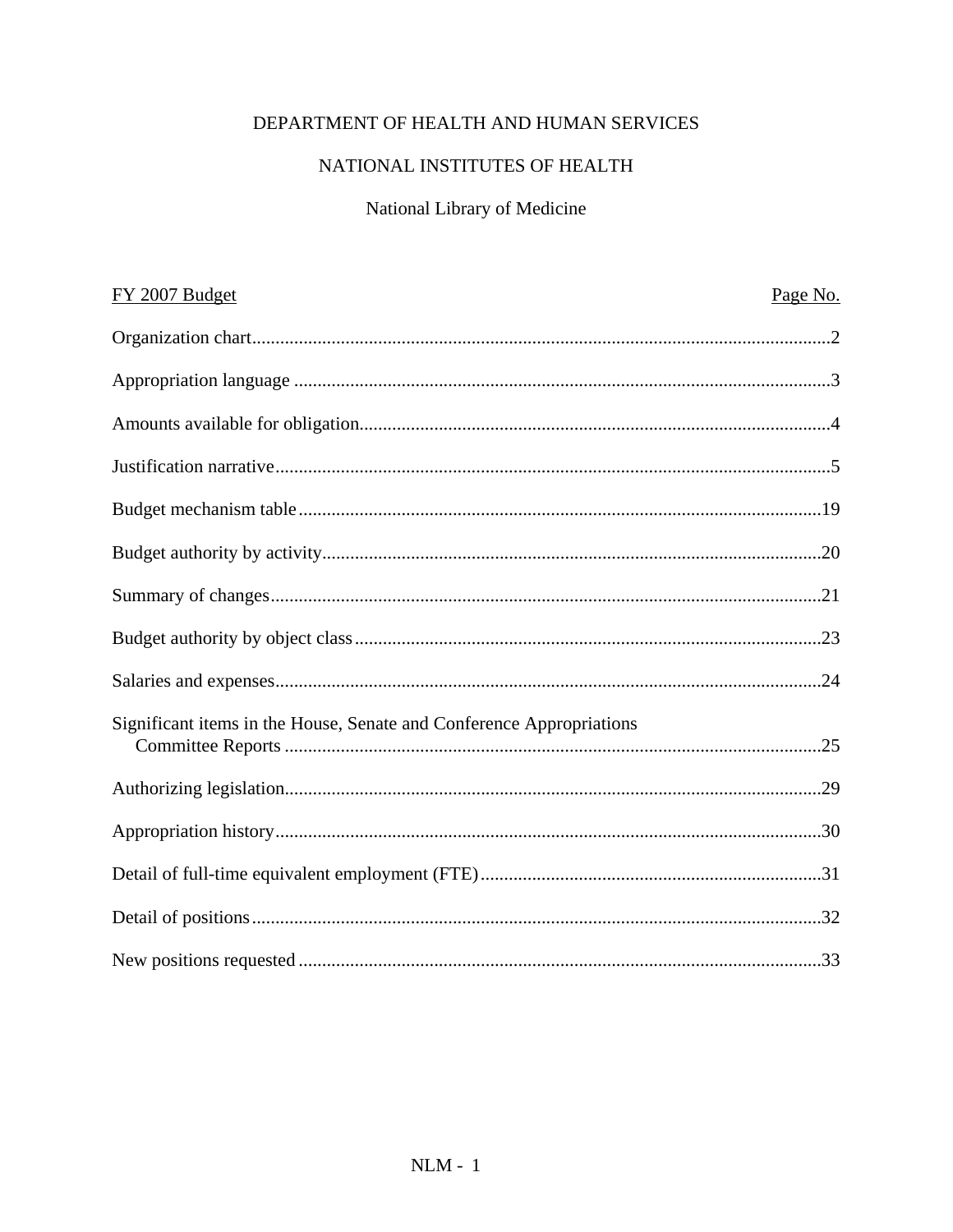DEPARTMENT OF HEALTH AND HUMAN SERVICES

NATIONAL INSTITUTES OF HEALTH

National Library of Medicine

| FY 2007 Budget | Page No. |
|---|---|
| Organization chart | 2 |
| Appropriation language | 3 |
| Amounts available for obligation | 4 |
| Justification narrative | 5 |
| Budget mechanism table | 19 |
| Budget authority by activity | 20 |
| Summary of changes | 21 |
| Budget authority by object class | 23 |
| Salaries and expenses | 24 |
| Significant items in the House, Senate and Conference Appropriations Committee Reports | 25 |
| Authorizing legislation | 29 |
| Appropriation history | 30 |
| Detail of full-time equivalent employment (FTE) | 31 |
| Detail of positions | 32 |
| New positions requested | 33 |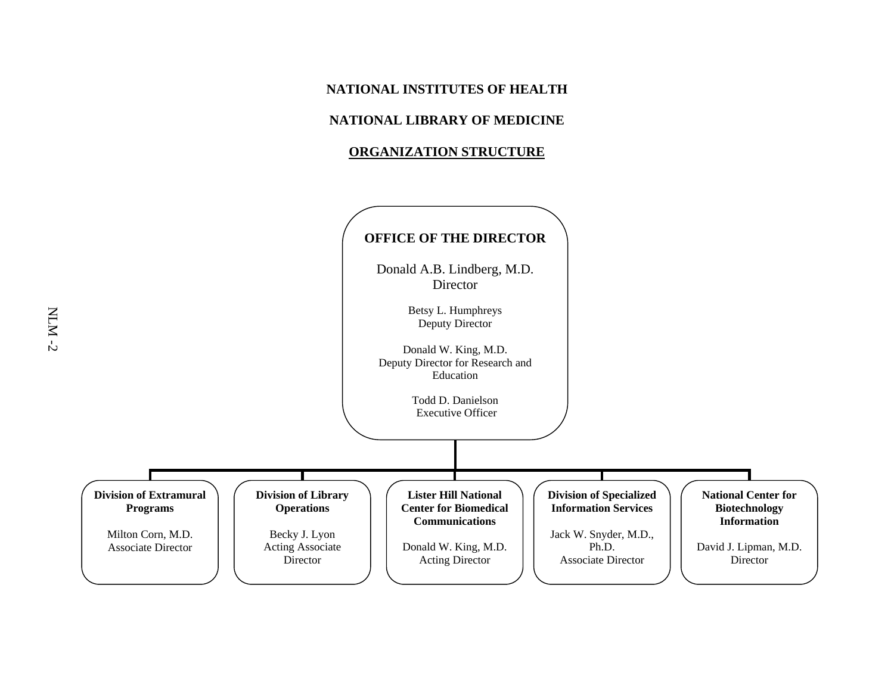# NATIONAL INSTITUTES OF HEALTH

## NATIONAL LIBRARY OF MEDICINE

## ORGANIZATION STRUCTURE

**OFFICE OF THE DIRECTOR**

Donald A.B. Lindberg, M.D.
Director

Betsy L. Humphreys
Deputy Director

Donald W. King, M.D.
Deputy Director for Research and Education

Todd D. Danielson
Executive Officer

---

**Division of Extramural Programs**

Milton Corn, M.D.
Associate Director

**Division of Library Operations**

Becky J. Lyon
Acting Associate Director

**Lister Hill National Center for Biomedical Communications**

Donald W. King, M.D.
Acting Director

**Division of Specialized Information Services**

Jack W. Snyder, M.D., Ph.D.
Associate Director

**National Center for Biotechnology Information**

David J. Lipman, M.D.
Director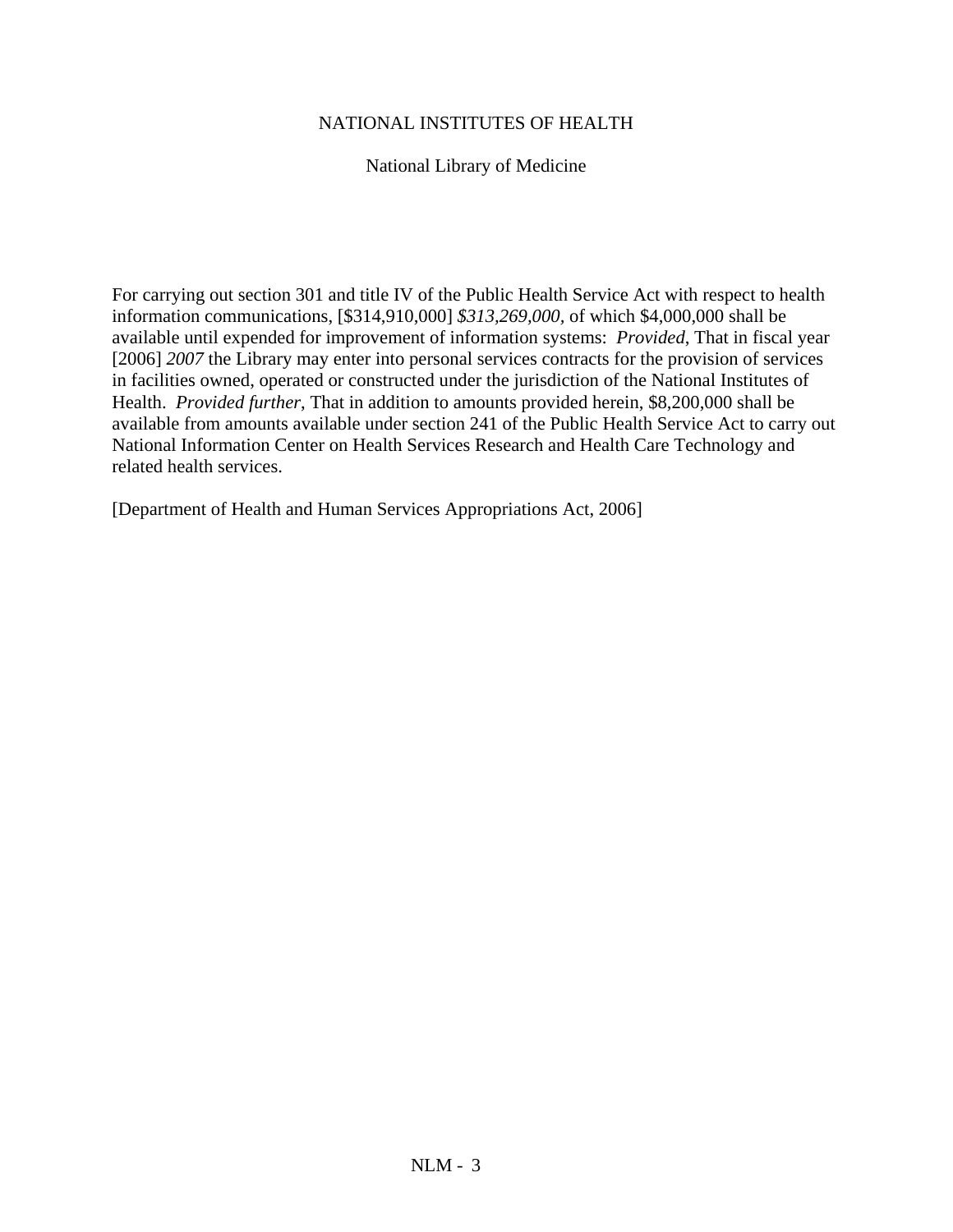NATIONAL INSTITUTES OF HEALTH

National Library of Medicine

For carrying out section 301 and title IV of the Public Health Service Act with respect to health information communications, [$314,910,000] *$313,269,000*, of which $4,000,000 shall be available until expended for improvement of information systems: *Provided*, That in fiscal year [2006] *2007* the Library may enter into personal services contracts for the provision of services in facilities owned, operated or constructed under the jurisdiction of the National Institutes of Health. *Provided further*, That in addition to amounts provided herein, $8,200,000 shall be available from amounts available under section 241 of the Public Health Service Act to carry out National Information Center on Health Services Research and Health Care Technology and related health services.

[Department of Health and Human Services Appropriations Act, 2006]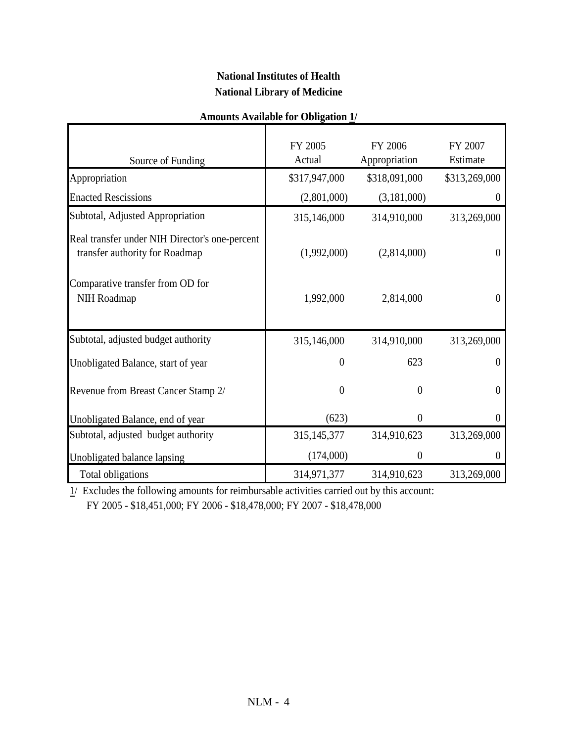**National Institutes of Health**

**National Library of Medicine**

**Amounts Available for Obligation 1/**

| Source of Funding | FY 2005 Actual | FY 2006 Appropriation | FY 2007 Estimate |
|---|---|---|---|
| Appropriation | $317,947,000 | $318,091,000 | $313,269,000 |
| Enacted Rescissions | (2,801,000) | (3,181,000) | 0 |
| Subtotal, Adjusted Appropriation | 315,146,000 | 314,910,000 | 313,269,000 |
| Real transfer under NIH Director's one-percent transfer authority for Roadmap | (1,992,000) | (2,814,000) | 0 |
| Comparative transfer from OD for NIH Roadmap | 1,992,000 | 2,814,000 | 0 |
| Subtotal, adjusted budget authority | 315,146,000 | 314,910,000 | 313,269,000 |
| Unobligated Balance, start of year | 0 | 623 | 0 |
| Revenue from Breast Cancer Stamp 2/ | 0 | 0 | 0 |
| Unobligated Balance, end of year | (623) | 0 | 0 |
| Subtotal, adjusted budget authority | 315,145,377 | 314,910,623 | 313,269,000 |
| Unobligated balance lapsing | (174,000) | 0 | 0 |
| Total obligations | 314,971,377 | 314,910,623 | 313,269,000 |

1/ Excludes the following amounts for reimbursable activities carried out by this account: FY 2005 - $18,451,000; FY 2006 - $18,478,000; FY 2007 - $18,478,000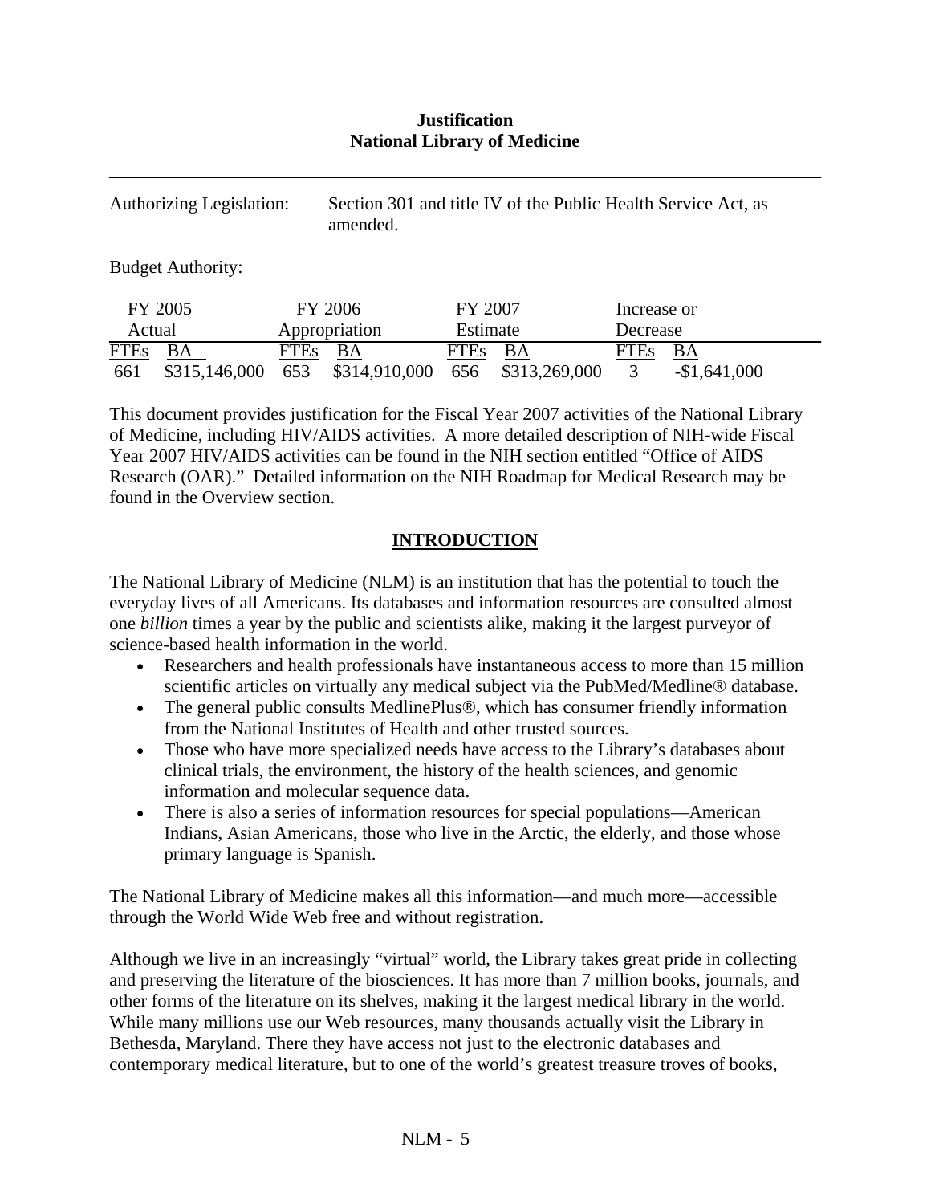**Justification**
**National Library of Medicine**

---

Authorizing Legislation: Section 301 and title IV of the Public Health Service Act, as amended.

Budget Authority:

| FY 2005 Actual | | FY 2006 Appropriation | | FY 2007 Estimate | | Increase or Decrease | |
|---|---|---|---|---|---|---|---|
| FTEs | BA | FTEs | BA | FTEs | BA | FTEs | BA |
| 661 | $315,146,000 | 653 | $314,910,000 | 656 | $313,269,000 | 3 | -$1,641,000 |

This document provides justification for the Fiscal Year 2007 activities of the National Library of Medicine, including HIV/AIDS activities. A more detailed description of NIH-wide Fiscal Year 2007 HIV/AIDS activities can be found in the NIH section entitled "Office of AIDS Research (OAR)." Detailed information on the NIH Roadmap for Medical Research may be found in the Overview section.

## INTRODUCTION

The National Library of Medicine (NLM) is an institution that has the potential to touch the everyday lives of all Americans. Its databases and information resources are consulted almost one *billion* times a year by the public and scientists alike, making it the largest purveyor of science-based health information in the world.

- Researchers and health professionals have instantaneous access to more than 15 million scientific articles on virtually any medical subject via the PubMed/Medline® database.
- The general public consults MedlinePlus®, which has consumer friendly information from the National Institutes of Health and other trusted sources.
- Those who have more specialized needs have access to the Library's databases about clinical trials, the environment, the history of the health sciences, and genomic information and molecular sequence data.
- There is also a series of information resources for special populations—American Indians, Asian Americans, those who live in the Arctic, the elderly, and those whose primary language is Spanish.

The National Library of Medicine makes all this information—and much more—accessible through the World Wide Web free and without registration.

Although we live in an increasingly "virtual" world, the Library takes great pride in collecting and preserving the literature of the biosciences. It has more than 7 million books, journals, and other forms of the literature on its shelves, making it the largest medical library in the world. While many millions use our Web resources, many thousands actually visit the Library in Bethesda, Maryland. There they have access not just to the electronic databases and contemporary medical literature, but to one of the world's greatest treasure troves of books,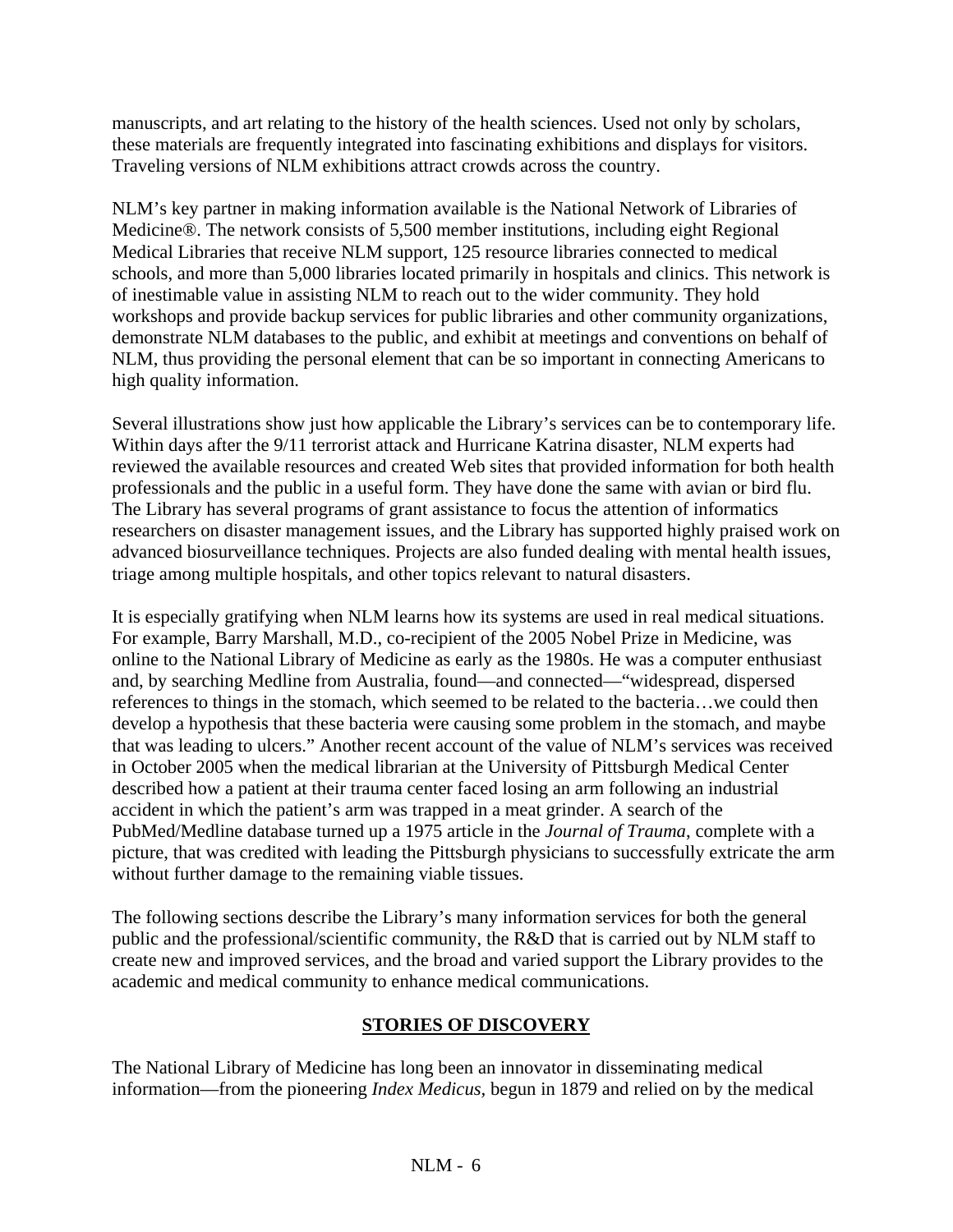manuscripts, and art relating to the history of the health sciences. Used not only by scholars, these materials are frequently integrated into fascinating exhibitions and displays for visitors. Traveling versions of NLM exhibitions attract crowds across the country.

NLM's key partner in making information available is the National Network of Libraries of Medicine®. The network consists of 5,500 member institutions, including eight Regional Medical Libraries that receive NLM support, 125 resource libraries connected to medical schools, and more than 5,000 libraries located primarily in hospitals and clinics. This network is of inestimable value in assisting NLM to reach out to the wider community. They hold workshops and provide backup services for public libraries and other community organizations, demonstrate NLM databases to the public, and exhibit at meetings and conventions on behalf of NLM, thus providing the personal element that can be so important in connecting Americans to high quality information.

Several illustrations show just how applicable the Library's services can be to contemporary life. Within days after the 9/11 terrorist attack and Hurricane Katrina disaster, NLM experts had reviewed the available resources and created Web sites that provided information for both health professionals and the public in a useful form. They have done the same with avian or bird flu. The Library has several programs of grant assistance to focus the attention of informatics researchers on disaster management issues, and the Library has supported highly praised work on advanced biosurveillance techniques. Projects are also funded dealing with mental health issues, triage among multiple hospitals, and other topics relevant to natural disasters.

It is especially gratifying when NLM learns how its systems are used in real medical situations. For example, Barry Marshall, M.D., co-recipient of the 2005 Nobel Prize in Medicine, was online to the National Library of Medicine as early as the 1980s. He was a computer enthusiast and, by searching Medline from Australia, found—and connected—"widespread, dispersed references to things in the stomach, which seemed to be related to the bacteria…we could then develop a hypothesis that these bacteria were causing some problem in the stomach, and maybe that was leading to ulcers." Another recent account of the value of NLM's services was received in October 2005 when the medical librarian at the University of Pittsburgh Medical Center described how a patient at their trauma center faced losing an arm following an industrial accident in which the patient's arm was trapped in a meat grinder. A search of the PubMed/Medline database turned up a 1975 article in the *Journal of Trauma*, complete with a picture, that was credited with leading the Pittsburgh physicians to successfully extricate the arm without further damage to the remaining viable tissues.

The following sections describe the Library's many information services for both the general public and the professional/scientific community, the R&D that is carried out by NLM staff to create new and improved services, and the broad and varied support the Library provides to the academic and medical community to enhance medical communications.

## STORIES OF DISCOVERY

The National Library of Medicine has long been an innovator in disseminating medical information—from the pioneering *Index Medicus,* begun in 1879 and relied on by the medical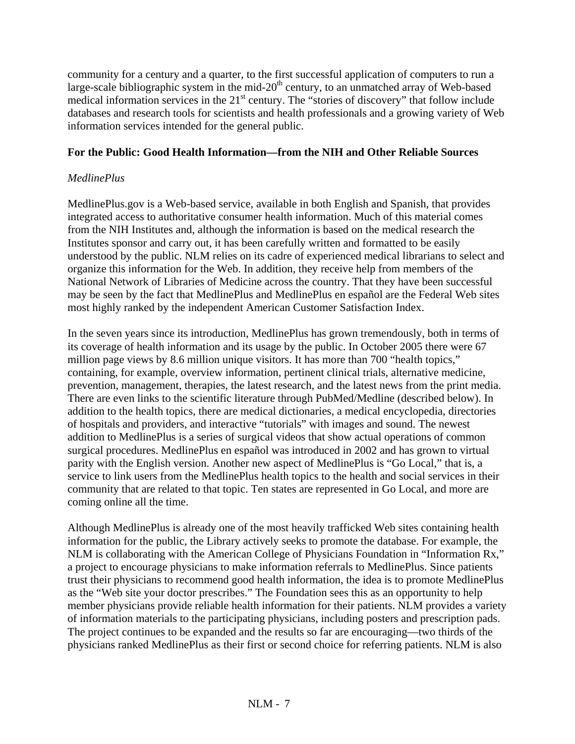community for a century and a quarter, to the first successful application of computers to run a large-scale bibliographic system in the mid-20th century, to an unmatched array of Web-based medical information services in the 21st century. The "stories of discovery" that follow include databases and research tools for scientists and health professionals and a growing variety of Web information services intended for the general public.

**For the Public: Good Health Information—from the NIH and Other Reliable Sources**

*MedlinePlus*

MedlinePlus.gov is a Web-based service, available in both English and Spanish, that provides integrated access to authoritative consumer health information. Much of this material comes from the NIH Institutes and, although the information is based on the medical research the Institutes sponsor and carry out, it has been carefully written and formatted to be easily understood by the public. NLM relies on its cadre of experienced medical librarians to select and organize this information for the Web. In addition, they receive help from members of the National Network of Libraries of Medicine across the country. That they have been successful may be seen by the fact that MedlinePlus and MedlinePlus en español are the Federal Web sites most highly ranked by the independent American Customer Satisfaction Index.

In the seven years since its introduction, MedlinePlus has grown tremendously, both in terms of its coverage of health information and its usage by the public. In October 2005 there were 67 million page views by 8.6 million unique visitors. It has more than 700 "health topics," containing, for example, overview information, pertinent clinical trials, alternative medicine, prevention, management, therapies, the latest research, and the latest news from the print media. There are even links to the scientific literature through PubMed/Medline (described below). In addition to the health topics, there are medical dictionaries, a medical encyclopedia, directories of hospitals and providers, and interactive "tutorials" with images and sound. The newest addition to MedlinePlus is a series of surgical videos that show actual operations of common surgical procedures. MedlinePlus en español was introduced in 2002 and has grown to virtual parity with the English version. Another new aspect of MedlinePlus is "Go Local," that is, a service to link users from the MedlinePlus health topics to the health and social services in their community that are related to that topic. Ten states are represented in Go Local, and more are coming online all the time.

Although MedlinePlus is already one of the most heavily trafficked Web sites containing health information for the public, the Library actively seeks to promote the database. For example, the NLM is collaborating with the American College of Physicians Foundation in "Information Rx," a project to encourage physicians to make information referrals to MedlinePlus. Since patients trust their physicians to recommend good health information, the idea is to promote MedlinePlus as the "Web site your doctor prescribes." The Foundation sees this as an opportunity to help member physicians provide reliable health information for their patients. NLM provides a variety of information materials to the participating physicians, including posters and prescription pads. The project continues to be expanded and the results so far are encouraging—two thirds of the physicians ranked MedlinePlus as their first or second choice for referring patients. NLM is also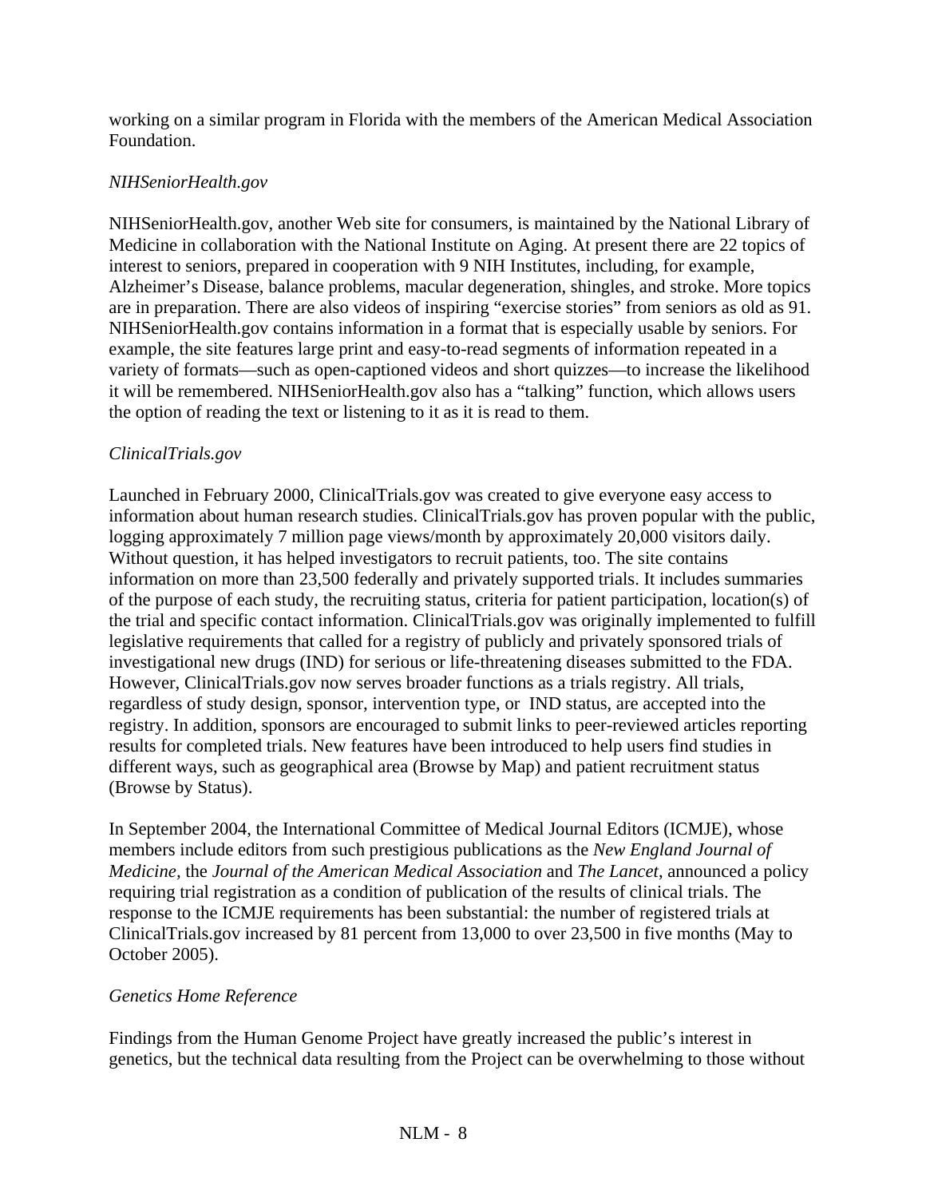working on a similar program in Florida with the members of the American Medical Association Foundation.

*NIHSeniorHealth.gov*

NIHSeniorHealth.gov, another Web site for consumers, is maintained by the National Library of Medicine in collaboration with the National Institute on Aging. At present there are 22 topics of interest to seniors, prepared in cooperation with 9 NIH Institutes, including, for example, Alzheimer's Disease, balance problems, macular degeneration, shingles, and stroke. More topics are in preparation. There are also videos of inspiring "exercise stories" from seniors as old as 91. NIHSeniorHealth.gov contains information in a format that is especially usable by seniors. For example, the site features large print and easy-to-read segments of information repeated in a variety of formats—such as open-captioned videos and short quizzes—to increase the likelihood it will be remembered. NIHSeniorHealth.gov also has a "talking" function, which allows users the option of reading the text or listening to it as it is read to them.

*ClinicalTrials.gov*

Launched in February 2000, ClinicalTrials.gov was created to give everyone easy access to information about human research studies. ClinicalTrials.gov has proven popular with the public, logging approximately 7 million page views/month by approximately 20,000 visitors daily. Without question, it has helped investigators to recruit patients, too. The site contains information on more than 23,500 federally and privately supported trials. It includes summaries of the purpose of each study, the recruiting status, criteria for patient participation, location(s) of the trial and specific contact information. ClinicalTrials.gov was originally implemented to fulfill legislative requirements that called for a registry of publicly and privately sponsored trials of investigational new drugs (IND) for serious or life-threatening diseases submitted to the FDA. However, ClinicalTrials.gov now serves broader functions as a trials registry. All trials, regardless of study design, sponsor, intervention type, or IND status, are accepted into the registry. In addition, sponsors are encouraged to submit links to peer-reviewed articles reporting results for completed trials. New features have been introduced to help users find studies in different ways, such as geographical area (Browse by Map) and patient recruitment status (Browse by Status).

In September 2004, the International Committee of Medical Journal Editors (ICMJE), whose members include editors from such prestigious publications as the *New England Journal of Medicine,* the *Journal of the American Medical Association* and *The Lancet,* announced a policy requiring trial registration as a condition of publication of the results of clinical trials. The response to the ICMJE requirements has been substantial: the number of registered trials at ClinicalTrials.gov increased by 81 percent from 13,000 to over 23,500 in five months (May to October 2005).

*Genetics Home Reference*

Findings from the Human Genome Project have greatly increased the public's interest in genetics, but the technical data resulting from the Project can be overwhelming to those without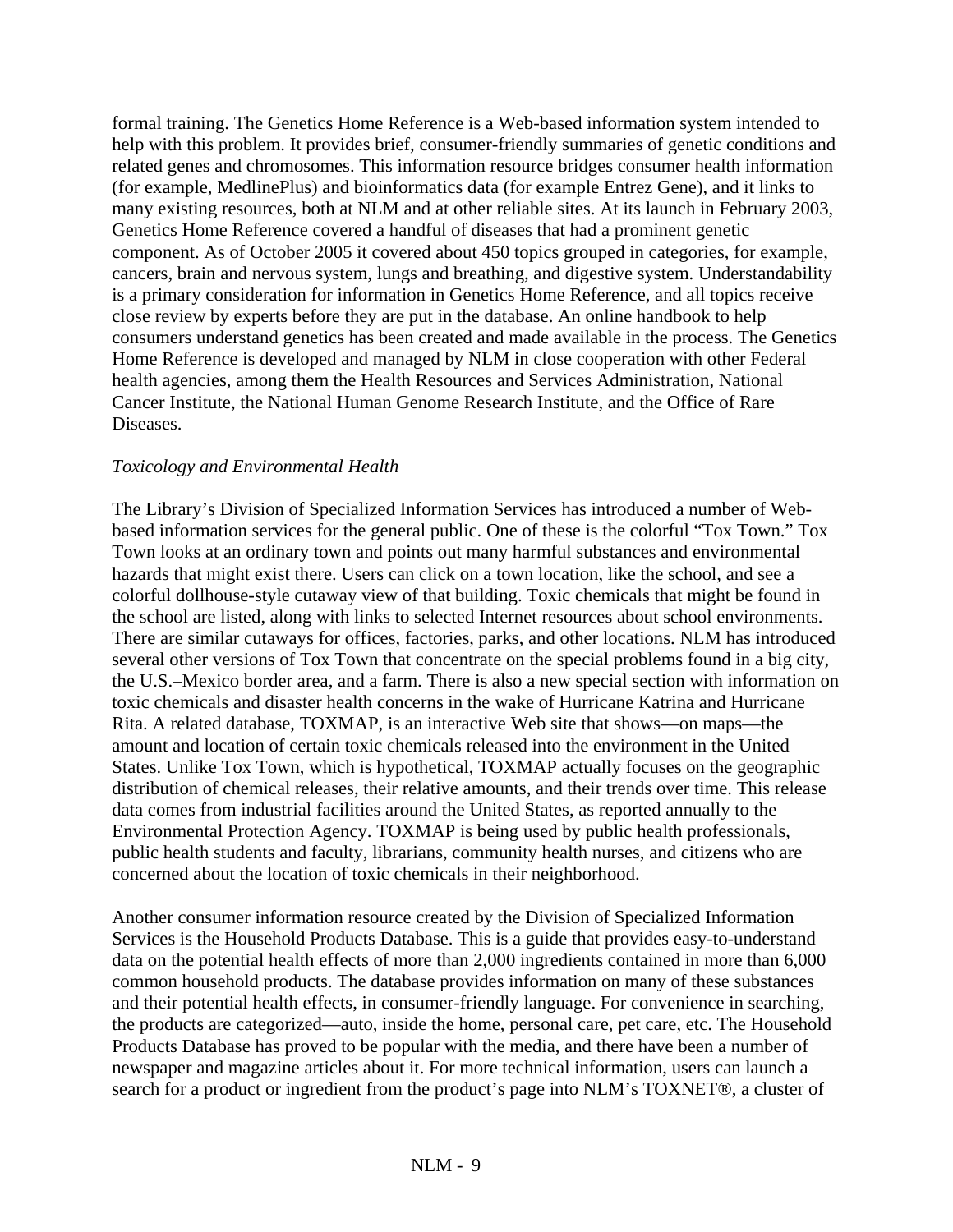formal training. The Genetics Home Reference is a Web-based information system intended to help with this problem. It provides brief, consumer-friendly summaries of genetic conditions and related genes and chromosomes. This information resource bridges consumer health information (for example, MedlinePlus) and bioinformatics data (for example Entrez Gene), and it links to many existing resources, both at NLM and at other reliable sites. At its launch in February 2003, Genetics Home Reference covered a handful of diseases that had a prominent genetic component. As of October 2005 it covered about 450 topics grouped in categories, for example, cancers, brain and nervous system, lungs and breathing, and digestive system. Understandability is a primary consideration for information in Genetics Home Reference, and all topics receive close review by experts before they are put in the database. An online handbook to help consumers understand genetics has been created and made available in the process. The Genetics Home Reference is developed and managed by NLM in close cooperation with other Federal health agencies, among them the Health Resources and Services Administration, National Cancer Institute, the National Human Genome Research Institute, and the Office of Rare Diseases.

*Toxicology and Environmental Health*

The Library's Division of Specialized Information Services has introduced a number of Web-based information services for the general public. One of these is the colorful "Tox Town." Tox Town looks at an ordinary town and points out many harmful substances and environmental hazards that might exist there. Users can click on a town location, like the school, and see a colorful dollhouse-style cutaway view of that building. Toxic chemicals that might be found in the school are listed, along with links to selected Internet resources about school environments. There are similar cutaways for offices, factories, parks, and other locations. NLM has introduced several other versions of Tox Town that concentrate on the special problems found in a big city, the U.S.–Mexico border area, and a farm. There is also a new special section with information on toxic chemicals and disaster health concerns in the wake of Hurricane Katrina and Hurricane Rita. A related database, TOXMAP, is an interactive Web site that shows—on maps—the amount and location of certain toxic chemicals released into the environment in the United States. Unlike Tox Town, which is hypothetical, TOXMAP actually focuses on the geographic distribution of chemical releases, their relative amounts, and their trends over time. This release data comes from industrial facilities around the United States, as reported annually to the Environmental Protection Agency. TOXMAP is being used by public health professionals, public health students and faculty, librarians, community health nurses, and citizens who are concerned about the location of toxic chemicals in their neighborhood.

Another consumer information resource created by the Division of Specialized Information Services is the Household Products Database. This is a guide that provides easy-to-understand data on the potential health effects of more than 2,000 ingredients contained in more than 6,000 common household products. The database provides information on many of these substances and their potential health effects, in consumer-friendly language. For convenience in searching, the products are categorized—auto, inside the home, personal care, pet care, etc. The Household Products Database has proved to be popular with the media, and there have been a number of newspaper and magazine articles about it. For more technical information, users can launch a search for a product or ingredient from the product's page into NLM's TOXNET®, a cluster of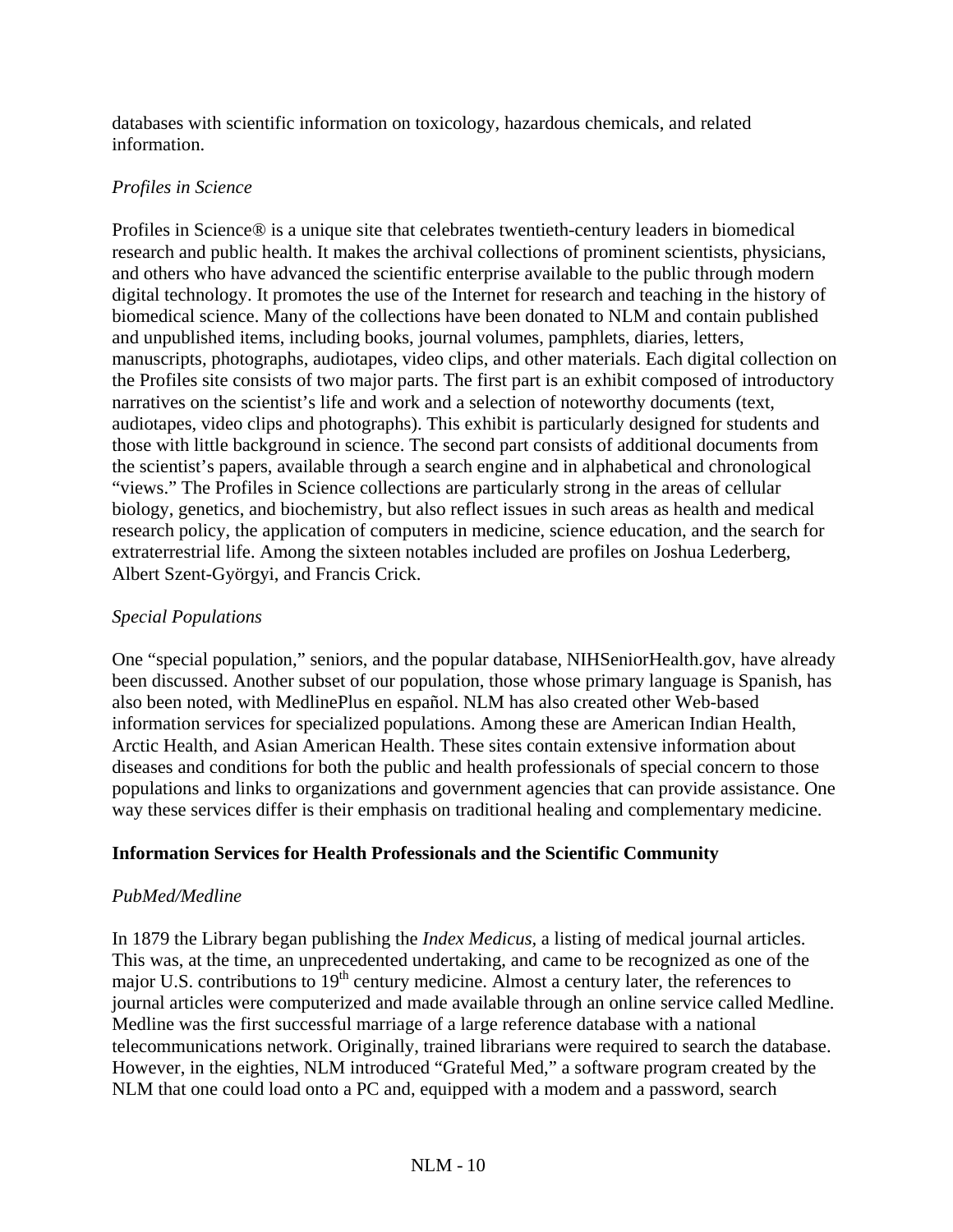databases with scientific information on toxicology, hazardous chemicals, and related information.

*Profiles in Science*

Profiles in Science® is a unique site that celebrates twentieth-century leaders in biomedical research and public health. It makes the archival collections of prominent scientists, physicians, and others who have advanced the scientific enterprise available to the public through modern digital technology. It promotes the use of the Internet for research and teaching in the history of biomedical science. Many of the collections have been donated to NLM and contain published and unpublished items, including books, journal volumes, pamphlets, diaries, letters, manuscripts, photographs, audiotapes, video clips, and other materials. Each digital collection on the Profiles site consists of two major parts. The first part is an exhibit composed of introductory narratives on the scientist's life and work and a selection of noteworthy documents (text, audiotapes, video clips and photographs). This exhibit is particularly designed for students and those with little background in science. The second part consists of additional documents from the scientist's papers, available through a search engine and in alphabetical and chronological "views." The Profiles in Science collections are particularly strong in the areas of cellular biology, genetics, and biochemistry, but also reflect issues in such areas as health and medical research policy, the application of computers in medicine, science education, and the search for extraterrestrial life. Among the sixteen notables included are profiles on Joshua Lederberg, Albert Szent-Györgyi, and Francis Crick.

*Special Populations*

One "special population," seniors, and the popular database, NIHSeniorHealth.gov, have already been discussed. Another subset of our population, those whose primary language is Spanish, has also been noted, with MedlinePlus en español. NLM has also created other Web-based information services for specialized populations. Among these are American Indian Health, Arctic Health, and Asian American Health. These sites contain extensive information about diseases and conditions for both the public and health professionals of special concern to those populations and links to organizations and government agencies that can provide assistance. One way these services differ is their emphasis on traditional healing and complementary medicine.

**Information Services for Health Professionals and the Scientific Community**

*PubMed/Medline*

In 1879 the Library began publishing the *Index Medicus*, a listing of medical journal articles. This was, at the time, an unprecedented undertaking, and came to be recognized as one of the major U.S. contributions to 19th century medicine. Almost a century later, the references to journal articles were computerized and made available through an online service called Medline. Medline was the first successful marriage of a large reference database with a national telecommunications network. Originally, trained librarians were required to search the database. However, in the eighties, NLM introduced "Grateful Med," a software program created by the NLM that one could load onto a PC and, equipped with a modem and a password, search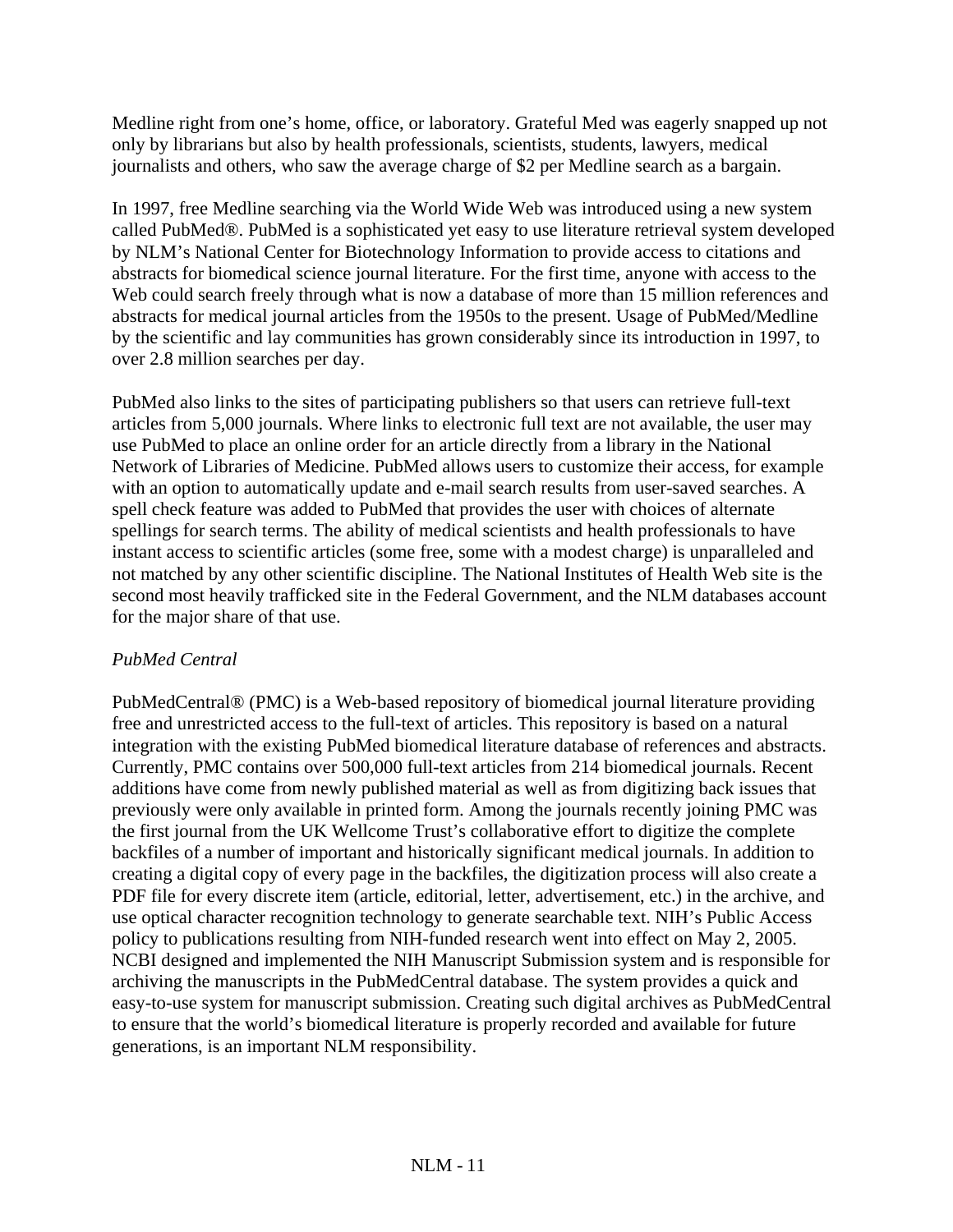Medline right from one's home, office, or laboratory. Grateful Med was eagerly snapped up not only by librarians but also by health professionals, scientists, students, lawyers, medical journalists and others, who saw the average charge of $2 per Medline search as a bargain.

In 1997, free Medline searching via the World Wide Web was introduced using a new system called PubMed®. PubMed is a sophisticated yet easy to use literature retrieval system developed by NLM's National Center for Biotechnology Information to provide access to citations and abstracts for biomedical science journal literature. For the first time, anyone with access to the Web could search freely through what is now a database of more than 15 million references and abstracts for medical journal articles from the 1950s to the present. Usage of PubMed/Medline by the scientific and lay communities has grown considerably since its introduction in 1997, to over 2.8 million searches per day.

PubMed also links to the sites of participating publishers so that users can retrieve full-text articles from 5,000 journals. Where links to electronic full text are not available, the user may use PubMed to place an online order for an article directly from a library in the National Network of Libraries of Medicine. PubMed allows users to customize their access, for example with an option to automatically update and e-mail search results from user-saved searches. A spell check feature was added to PubMed that provides the user with choices of alternate spellings for search terms. The ability of medical scientists and health professionals to have instant access to scientific articles (some free, some with a modest charge) is unparalleled and not matched by any other scientific discipline. The National Institutes of Health Web site is the second most heavily trafficked site in the Federal Government, and the NLM databases account for the major share of that use.

*PubMed Central*

PubMedCentral® (PMC) is a Web-based repository of biomedical journal literature providing free and unrestricted access to the full-text of articles. This repository is based on a natural integration with the existing PubMed biomedical literature database of references and abstracts. Currently, PMC contains over 500,000 full-text articles from 214 biomedical journals. Recent additions have come from newly published material as well as from digitizing back issues that previously were only available in printed form. Among the journals recently joining PMC was the first journal from the UK Wellcome Trust's collaborative effort to digitize the complete backfiles of a number of important and historically significant medical journals. In addition to creating a digital copy of every page in the backfiles, the digitization process will also create a PDF file for every discrete item (article, editorial, letter, advertisement, etc.) in the archive, and use optical character recognition technology to generate searchable text. NIH's Public Access policy to publications resulting from NIH-funded research went into effect on May 2, 2005. NCBI designed and implemented the NIH Manuscript Submission system and is responsible for archiving the manuscripts in the PubMedCentral database. The system provides a quick and easy-to-use system for manuscript submission. Creating such digital archives as PubMedCentral to ensure that the world's biomedical literature is properly recorded and available for future generations, is an important NLM responsibility.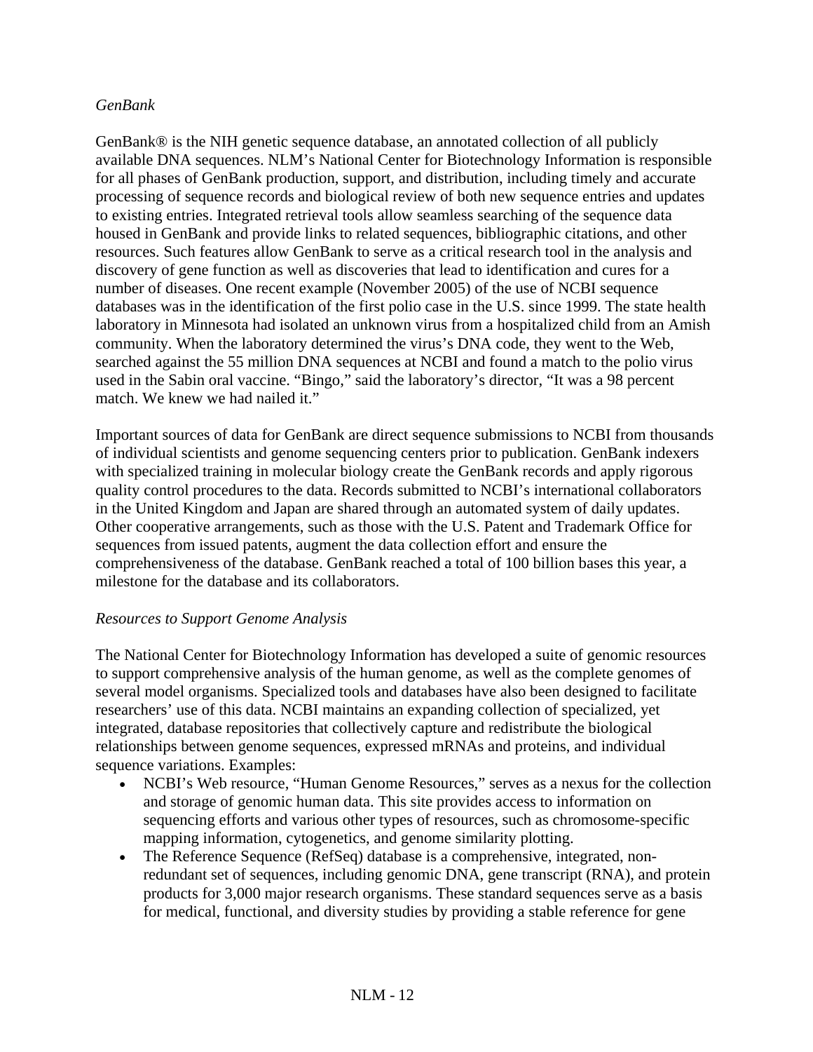*GenBank*

GenBank® is the NIH genetic sequence database, an annotated collection of all publicly available DNA sequences. NLM's National Center for Biotechnology Information is responsible for all phases of GenBank production, support, and distribution, including timely and accurate processing of sequence records and biological review of both new sequence entries and updates to existing entries. Integrated retrieval tools allow seamless searching of the sequence data housed in GenBank and provide links to related sequences, bibliographic citations, and other resources. Such features allow GenBank to serve as a critical research tool in the analysis and discovery of gene function as well as discoveries that lead to identification and cures for a number of diseases. One recent example (November 2005) of the use of NCBI sequence databases was in the identification of the first polio case in the U.S. since 1999. The state health laboratory in Minnesota had isolated an unknown virus from a hospitalized child from an Amish community. When the laboratory determined the virus's DNA code, they went to the Web, searched against the 55 million DNA sequences at NCBI and found a match to the polio virus used in the Sabin oral vaccine. "Bingo," said the laboratory's director, "It was a 98 percent match. We knew we had nailed it."

Important sources of data for GenBank are direct sequence submissions to NCBI from thousands of individual scientists and genome sequencing centers prior to publication. GenBank indexers with specialized training in molecular biology create the GenBank records and apply rigorous quality control procedures to the data. Records submitted to NCBI's international collaborators in the United Kingdom and Japan are shared through an automated system of daily updates. Other cooperative arrangements, such as those with the U.S. Patent and Trademark Office for sequences from issued patents, augment the data collection effort and ensure the comprehensiveness of the database. GenBank reached a total of 100 billion bases this year, a milestone for the database and its collaborators.

*Resources to Support Genome Analysis*

The National Center for Biotechnology Information has developed a suite of genomic resources to support comprehensive analysis of the human genome, as well as the complete genomes of several model organisms. Specialized tools and databases have also been designed to facilitate researchers' use of this data. NCBI maintains an expanding collection of specialized, yet integrated, database repositories that collectively capture and redistribute the biological relationships between genome sequences, expressed mRNAs and proteins, and individual sequence variations. Examples:

- NCBI's Web resource, "Human Genome Resources," serves as a nexus for the collection and storage of genomic human data. This site provides access to information on sequencing efforts and various other types of resources, such as chromosome-specific mapping information, cytogenetics, and genome similarity plotting.
- The Reference Sequence (RefSeq) database is a comprehensive, integrated, non-redundant set of sequences, including genomic DNA, gene transcript (RNA), and protein products for 3,000 major research organisms. These standard sequences serve as a basis for medical, functional, and diversity studies by providing a stable reference for gene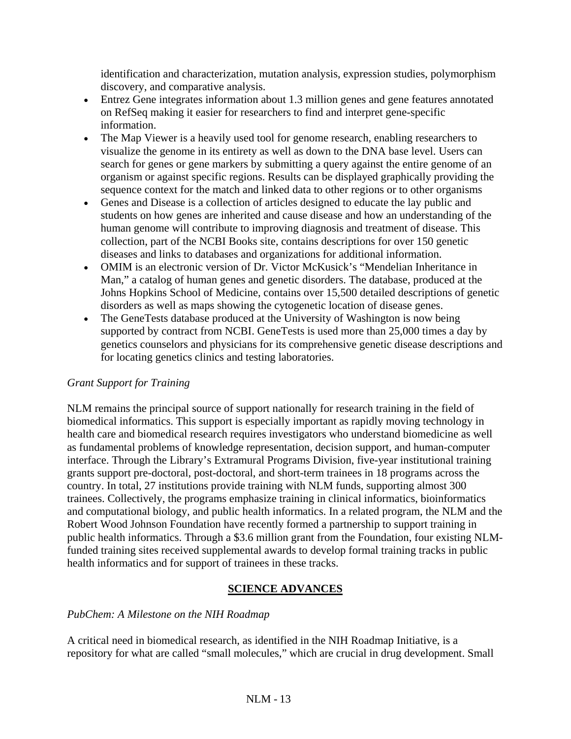identification and characterization, mutation analysis, expression studies, polymorphism discovery, and comparative analysis.

- Entrez Gene integrates information about 1.3 million genes and gene features annotated on RefSeq making it easier for researchers to find and interpret gene-specific information.
- The Map Viewer is a heavily used tool for genome research, enabling researchers to visualize the genome in its entirety as well as down to the DNA base level. Users can search for genes or gene markers by submitting a query against the entire genome of an organism or against specific regions. Results can be displayed graphically providing the sequence context for the match and linked data to other regions or to other organisms
- Genes and Disease is a collection of articles designed to educate the lay public and students on how genes are inherited and cause disease and how an understanding of the human genome will contribute to improving diagnosis and treatment of disease. This collection, part of the NCBI Books site, contains descriptions for over 150 genetic diseases and links to databases and organizations for additional information.
- OMIM is an electronic version of Dr. Victor McKusick's "Mendelian Inheritance in Man," a catalog of human genes and genetic disorders. The database, produced at the Johns Hopkins School of Medicine, contains over 15,500 detailed descriptions of genetic disorders as well as maps showing the cytogenetic location of disease genes.
- The GeneTests database produced at the University of Washington is now being supported by contract from NCBI. GeneTests is used more than 25,000 times a day by genetics counselors and physicians for its comprehensive genetic disease descriptions and for locating genetics clinics and testing laboratories.

*Grant Support for Training*

NLM remains the principal source of support nationally for research training in the field of biomedical informatics. This support is especially important as rapidly moving technology in health care and biomedical research requires investigators who understand biomedicine as well as fundamental problems of knowledge representation, decision support, and human-computer interface. Through the Library's Extramural Programs Division, five-year institutional training grants support pre-doctoral, post-doctoral, and short-term trainees in 18 programs across the country. In total, 27 institutions provide training with NLM funds, supporting almost 300 trainees. Collectively, the programs emphasize training in clinical informatics, bioinformatics and computational biology, and public health informatics. In a related program, the NLM and the Robert Wood Johnson Foundation have recently formed a partnership to support training in public health informatics. Through a $3.6 million grant from the Foundation, four existing NLM-funded training sites received supplemental awards to develop formal training tracks in public health informatics and for support of trainees in these tracks.

## SCIENCE ADVANCES

*PubChem: A Milestone on the NIH Roadmap*

A critical need in biomedical research, as identified in the NIH Roadmap Initiative, is a repository for what are called "small molecules," which are crucial in drug development. Small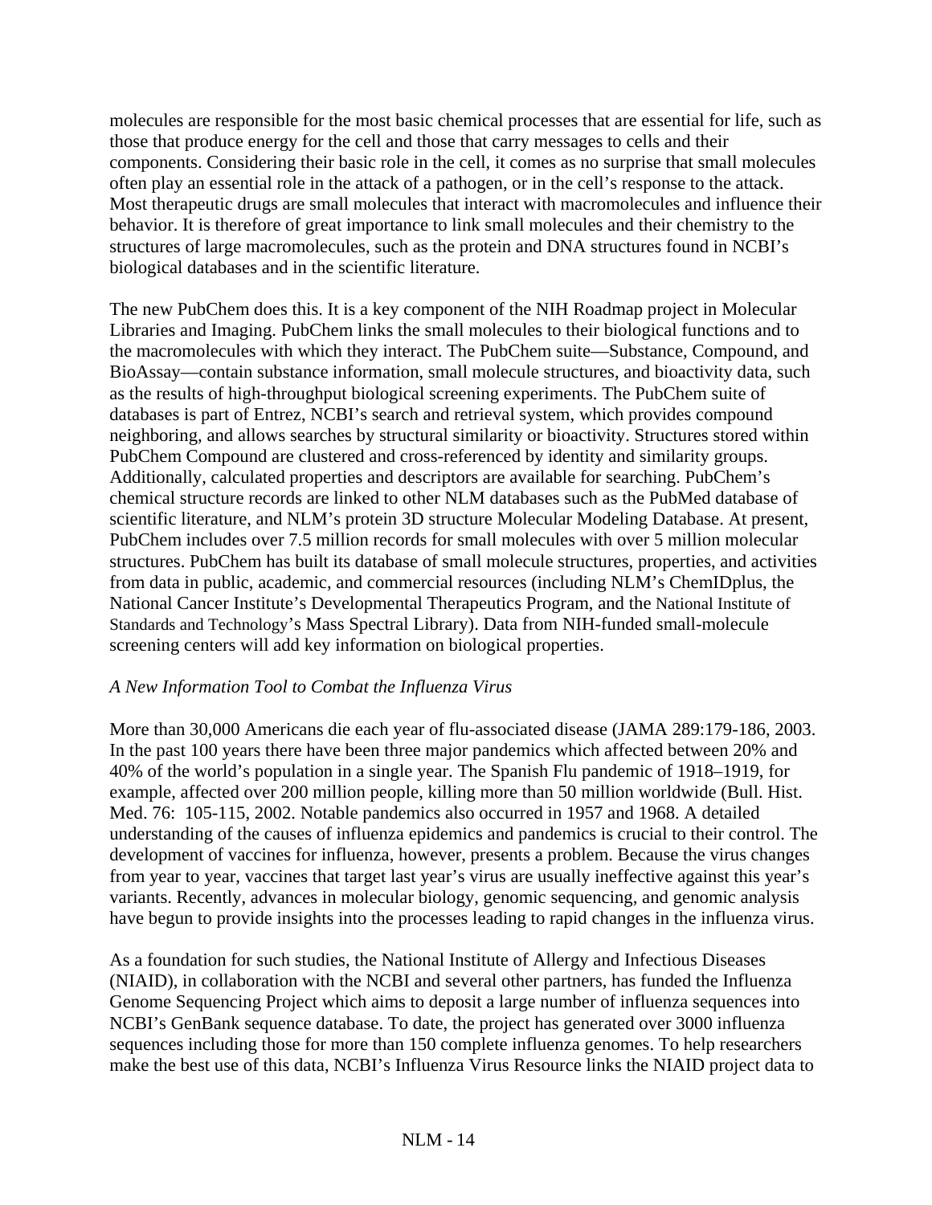molecules are responsible for the most basic chemical processes that are essential for life, such as those that produce energy for the cell and those that carry messages to cells and their components. Considering their basic role in the cell, it comes as no surprise that small molecules often play an essential role in the attack of a pathogen, or in the cell's response to the attack. Most therapeutic drugs are small molecules that interact with macromolecules and influence their behavior. It is therefore of great importance to link small molecules and their chemistry to the structures of large macromolecules, such as the protein and DNA structures found in NCBI's biological databases and in the scientific literature.

The new PubChem does this. It is a key component of the NIH Roadmap project in Molecular Libraries and Imaging. PubChem links the small molecules to their biological functions and to the macromolecules with which they interact. The PubChem suite—Substance, Compound, and BioAssay—contain substance information, small molecule structures, and bioactivity data, such as the results of high-throughput biological screening experiments. The PubChem suite of databases is part of Entrez, NCBI's search and retrieval system, which provides compound neighboring, and allows searches by structural similarity or bioactivity. Structures stored within PubChem Compound are clustered and cross-referenced by identity and similarity groups. Additionally, calculated properties and descriptors are available for searching. PubChem's chemical structure records are linked to other NLM databases such as the PubMed database of scientific literature, and NLM's protein 3D structure Molecular Modeling Database. At present, PubChem includes over 7.5 million records for small molecules with over 5 million molecular structures. PubChem has built its database of small molecule structures, properties, and activities from data in public, academic, and commercial resources (including NLM's ChemIDplus, the National Cancer Institute's Developmental Therapeutics Program, and the National Institute of Standards and Technology's Mass Spectral Library). Data from NIH-funded small-molecule screening centers will add key information on biological properties.

*A New Information Tool to Combat the Influenza Virus*

More than 30,000 Americans die each year of flu-associated disease (JAMA 289:179-186, 2003. In the past 100 years there have been three major pandemics which affected between 20% and 40% of the world's population in a single year. The Spanish Flu pandemic of 1918–1919, for example, affected over 200 million people, killing more than 50 million worldwide (Bull. Hist. Med. 76: 105-115, 2002. Notable pandemics also occurred in 1957 and 1968. A detailed understanding of the causes of influenza epidemics and pandemics is crucial to their control. The development of vaccines for influenza, however, presents a problem. Because the virus changes from year to year, vaccines that target last year's virus are usually ineffective against this year's variants. Recently, advances in molecular biology, genomic sequencing, and genomic analysis have begun to provide insights into the processes leading to rapid changes in the influenza virus.

As a foundation for such studies, the National Institute of Allergy and Infectious Diseases (NIAID), in collaboration with the NCBI and several other partners, has funded the Influenza Genome Sequencing Project which aims to deposit a large number of influenza sequences into NCBI's GenBank sequence database. To date, the project has generated over 3000 influenza sequences including those for more than 150 complete influenza genomes. To help researchers make the best use of this data, NCBI's Influenza Virus Resource links the NIAID project data to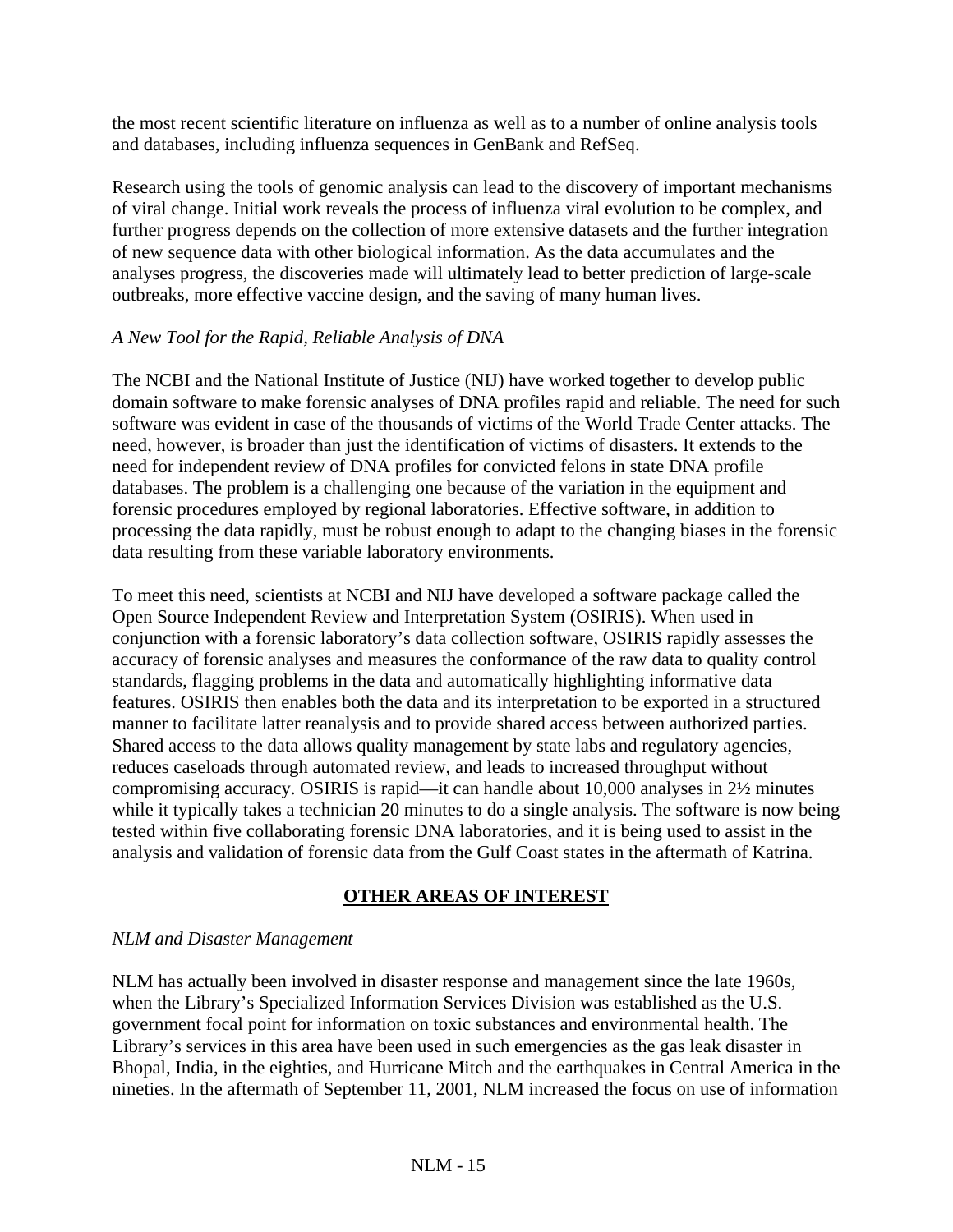the most recent scientific literature on influenza as well as to a number of online analysis tools and databases, including influenza sequences in GenBank and RefSeq.

Research using the tools of genomic analysis can lead to the discovery of important mechanisms of viral change. Initial work reveals the process of influenza viral evolution to be complex, and further progress depends on the collection of more extensive datasets and the further integration of new sequence data with other biological information. As the data accumulates and the analyses progress, the discoveries made will ultimately lead to better prediction of large-scale outbreaks, more effective vaccine design, and the saving of many human lives.

*A New Tool for the Rapid, Reliable Analysis of DNA*

The NCBI and the National Institute of Justice (NIJ) have worked together to develop public domain software to make forensic analyses of DNA profiles rapid and reliable. The need for such software was evident in case of the thousands of victims of the World Trade Center attacks. The need, however, is broader than just the identification of victims of disasters. It extends to the need for independent review of DNA profiles for convicted felons in state DNA profile databases. The problem is a challenging one because of the variation in the equipment and forensic procedures employed by regional laboratories. Effective software, in addition to processing the data rapidly, must be robust enough to adapt to the changing biases in the forensic data resulting from these variable laboratory environments.

To meet this need, scientists at NCBI and NIJ have developed a software package called the Open Source Independent Review and Interpretation System (OSIRIS). When used in conjunction with a forensic laboratory's data collection software, OSIRIS rapidly assesses the accuracy of forensic analyses and measures the conformance of the raw data to quality control standards, flagging problems in the data and automatically highlighting informative data features. OSIRIS then enables both the data and its interpretation to be exported in a structured manner to facilitate latter reanalysis and to provide shared access between authorized parties. Shared access to the data allows quality management by state labs and regulatory agencies, reduces caseloads through automated review, and leads to increased throughput without compromising accuracy. OSIRIS is rapid—it can handle about 10,000 analyses in 2½ minutes while it typically takes a technician 20 minutes to do a single analysis. The software is now being tested within five collaborating forensic DNA laboratories, and it is being used to assist in the analysis and validation of forensic data from the Gulf Coast states in the aftermath of Katrina.

## OTHER AREAS OF INTEREST

*NLM and Disaster Management*

NLM has actually been involved in disaster response and management since the late 1960s, when the Library's Specialized Information Services Division was established as the U.S. government focal point for information on toxic substances and environmental health. The Library's services in this area have been used in such emergencies as the gas leak disaster in Bhopal, India, in the eighties, and Hurricane Mitch and the earthquakes in Central America in the nineties. In the aftermath of September 11, 2001, NLM increased the focus on use of information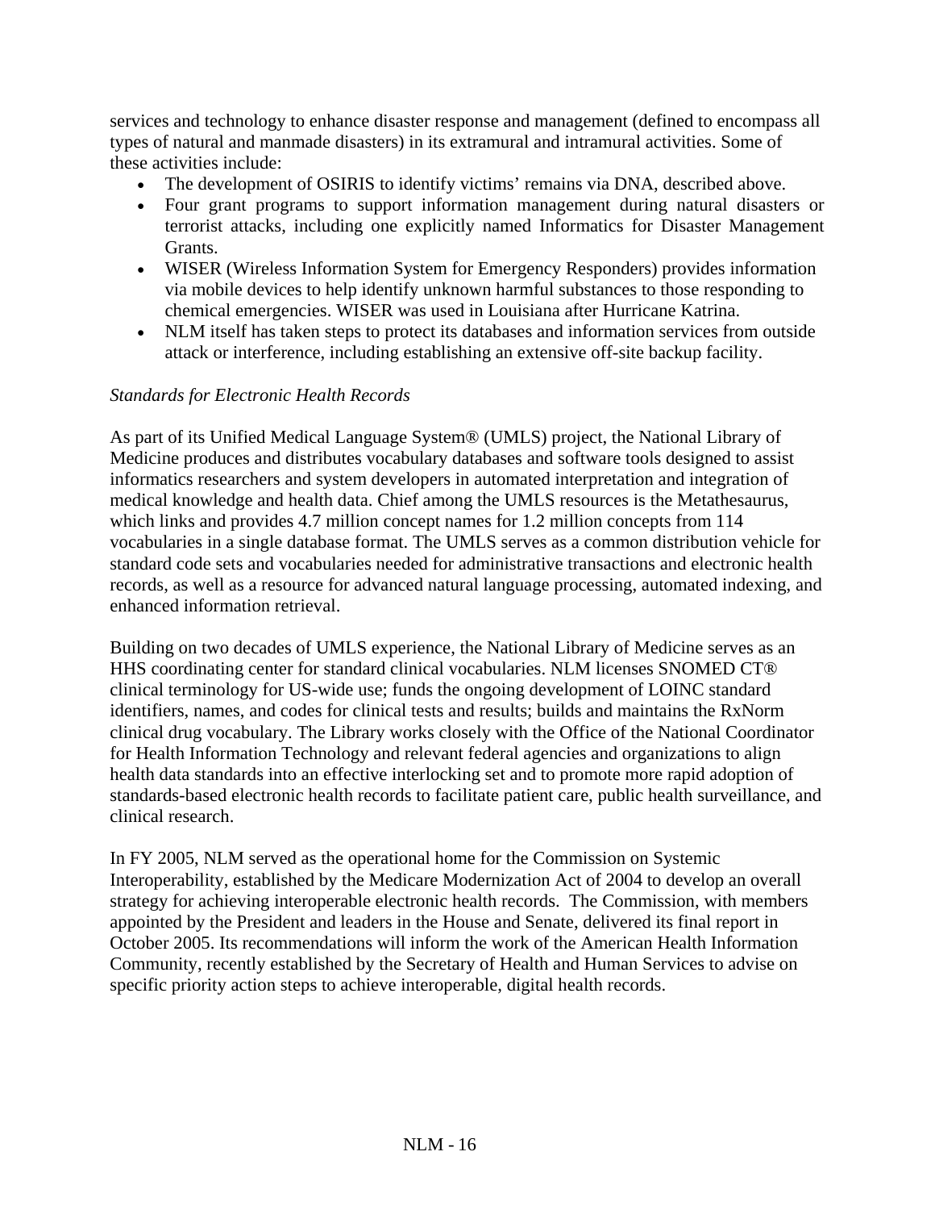services and technology to enhance disaster response and management (defined to encompass all types of natural and manmade disasters) in its extramural and intramural activities. Some of these activities include:

- The development of OSIRIS to identify victims' remains via DNA, described above.
- Four grant programs to support information management during natural disasters or terrorist attacks, including one explicitly named Informatics for Disaster Management Grants.
- WISER (Wireless Information System for Emergency Responders) provides information via mobile devices to help identify unknown harmful substances to those responding to chemical emergencies. WISER was used in Louisiana after Hurricane Katrina.
- NLM itself has taken steps to protect its databases and information services from outside attack or interference, including establishing an extensive off-site backup facility.

*Standards for Electronic Health Records*

As part of its Unified Medical Language System® (UMLS) project, the National Library of Medicine produces and distributes vocabulary databases and software tools designed to assist informatics researchers and system developers in automated interpretation and integration of medical knowledge and health data. Chief among the UMLS resources is the Metathesaurus, which links and provides 4.7 million concept names for 1.2 million concepts from 114 vocabularies in a single database format. The UMLS serves as a common distribution vehicle for standard code sets and vocabularies needed for administrative transactions and electronic health records, as well as a resource for advanced natural language processing, automated indexing, and enhanced information retrieval.

Building on two decades of UMLS experience, the National Library of Medicine serves as an HHS coordinating center for standard clinical vocabularies. NLM licenses SNOMED CT® clinical terminology for US-wide use; funds the ongoing development of LOINC standard identifiers, names, and codes for clinical tests and results; builds and maintains the RxNorm clinical drug vocabulary. The Library works closely with the Office of the National Coordinator for Health Information Technology and relevant federal agencies and organizations to align health data standards into an effective interlocking set and to promote more rapid adoption of standards-based electronic health records to facilitate patient care, public health surveillance, and clinical research.

In FY 2005, NLM served as the operational home for the Commission on Systemic Interoperability, established by the Medicare Modernization Act of 2004 to develop an overall strategy for achieving interoperable electronic health records. The Commission, with members appointed by the President and leaders in the House and Senate, delivered its final report in October 2005. Its recommendations will inform the work of the American Health Information Community, recently established by the Secretary of Health and Human Services to advise on specific priority action steps to achieve interoperable, digital health records.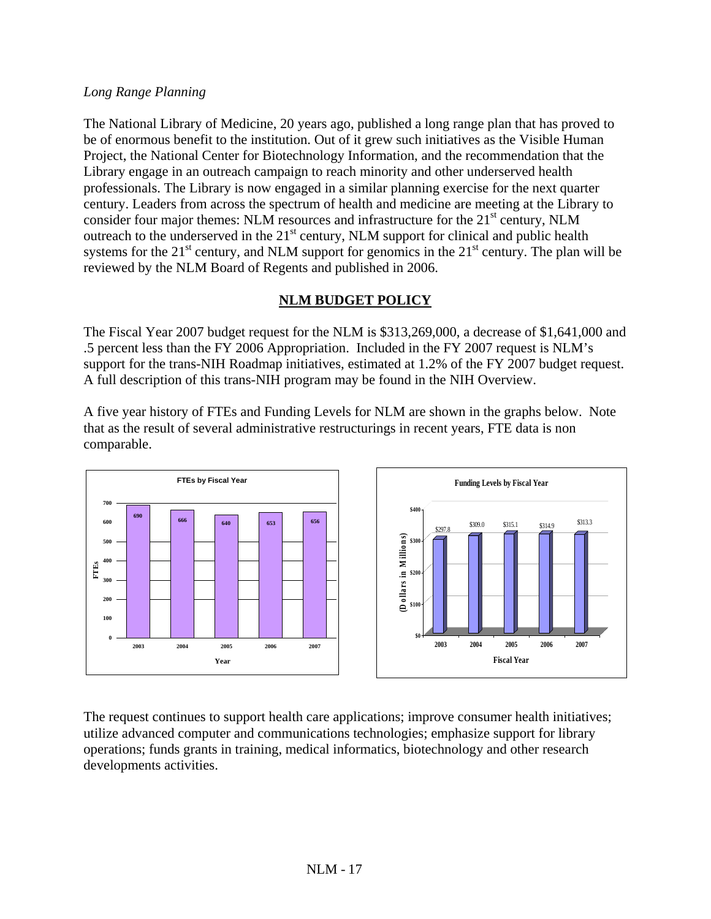*Long Range Planning*

The National Library of Medicine, 20 years ago, published a long range plan that has proved to be of enormous benefit to the institution. Out of it grew such initiatives as the Visible Human Project, the National Center for Biotechnology Information, and the recommendation that the Library engage in an outreach campaign to reach minority and other underserved health professionals. The Library is now engaged in a similar planning exercise for the next quarter century. Leaders from across the spectrum of health and medicine are meeting at the Library to consider four major themes: NLM resources and infrastructure for the 21st century, NLM outreach to the underserved in the 21st century, NLM support for clinical and public health systems for the 21st century, and NLM support for genomics in the 21st century. The plan will be reviewed by the NLM Board of Regents and published in 2006.

## NLM BUDGET POLICY

The Fiscal Year 2007 budget request for the NLM is $313,269,000, a decrease of $1,641,000 and .5 percent less than the FY 2006 Appropriation. Included in the FY 2007 request is NLM's support for the trans-NIH Roadmap initiatives, estimated at 1.2% of the FY 2007 budget request. A full description of this trans-NIH program may be found in the NIH Overview.

A five year history of FTEs and Funding Levels for NLM are shown in the graphs below. Note that as the result of several administrative restructurings in recent years, FTE data is non comparable.

**FTEs by Fiscal Year**

| Year | FTEs |
|---|---|
| 2003 | 690 |
| 2004 | 666 |
| 2005 | 640 |
| 2006 | 653 |
| 2007 | 656 |

**Funding Levels by Fiscal Year**

| Fiscal Year | Dollars in Millions |
|---|---|
| 2003 | $297.8 |
| 2004 | $309.0 |
| 2005 | $315.1 |
| 2006 | $314.9 |
| 2007 | $313.3 |

The request continues to support health care applications; improve consumer health initiatives; utilize advanced computer and communications technologies; emphasize support for library operations; funds grants in training, medical informatics, biotechnology and other research developments activities.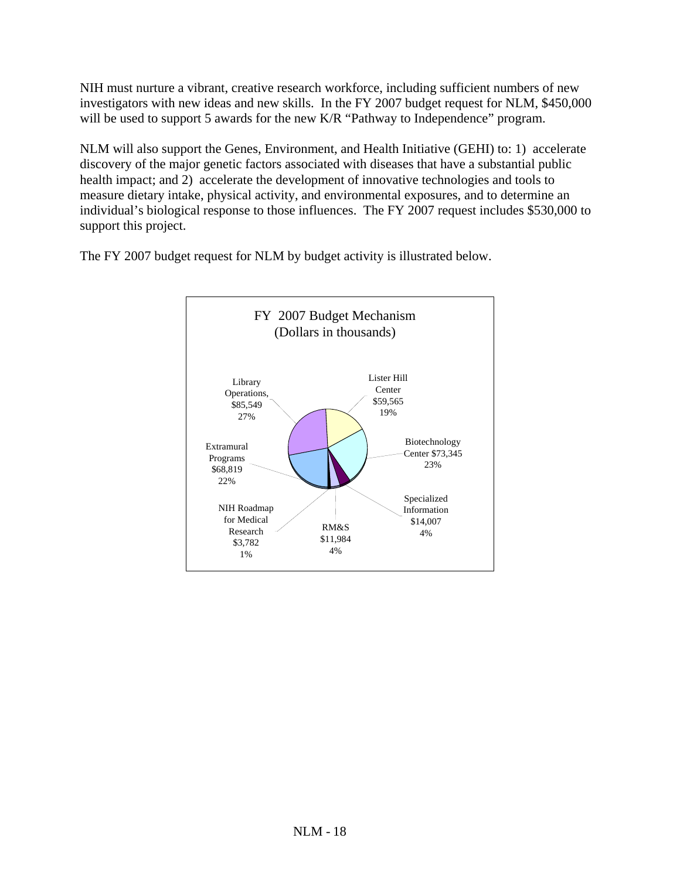NIH must nurture a vibrant, creative research workforce, including sufficient numbers of new investigators with new ideas and new skills. In the FY 2007 budget request for NLM, $450,000 will be used to support 5 awards for the new K/R "Pathway to Independence" program.

NLM will also support the Genes, Environment, and Health Initiative (GEHI) to: 1) accelerate discovery of the major genetic factors associated with diseases that have a substantial public health impact; and 2) accelerate the development of innovative technologies and tools to measure dietary intake, physical activity, and environmental exposures, and to determine an individual's biological response to those influences. The FY 2007 request includes $530,000 to support this project.

The FY 2007 budget request for NLM by budget activity is illustrated below.

FY 2007 Budget Mechanism
(Dollars in thousands)

| Budget Activity | Amount | Percent |
|---|---|---|
| Library Operations | $85,549 | 27% |
| Lister Hill Center | $59,565 | 19% |
| Biotechnology Center | $73,345 | 23% |
| Specialized Information | $14,007 | 4% |
| RM&S | $11,984 | 4% |
| NIH Roadmap for Medical Research | $3,782 | 1% |
| Extramural Programs | $68,819 | 22% |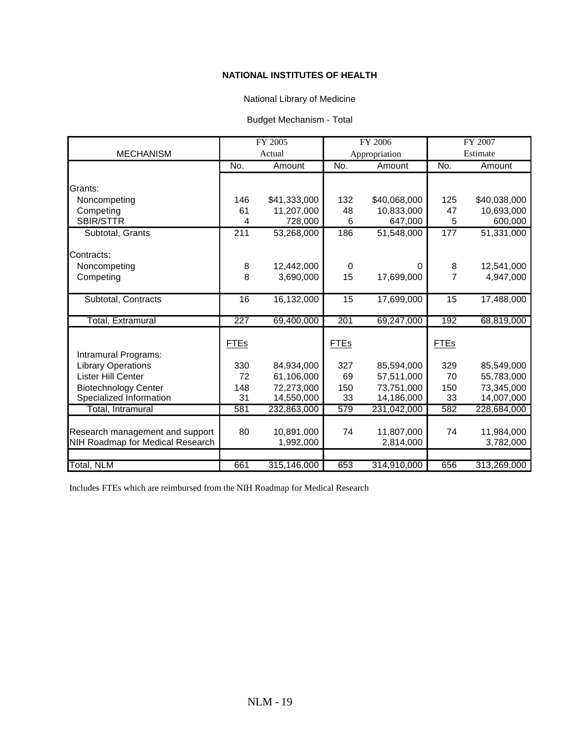**NATIONAL INSTITUTES OF HEALTH**

National Library of Medicine

Budget Mechanism - Total

| MECHANISM | FY 2005 Actual | | FY 2006 Appropriation | | FY 2007 Estimate | |
|---|---|---|---|---|---|---|
| | No. | Amount | No. | Amount | No. | Amount |
| Grants: | | | | | | |
| Noncompeting | 146 | $41,333,000 | 132 | $40,068,000 | 125 | $40,038,000 |
| Competing | 61 | 11,207,000 | 48 | 10,833,000 | 47 | 10,693,000 |
| SBIR/STTR | 4 | 728,000 | 6 | 647,000 | 5 | 600,000 |
| Subtotal, Grants | 211 | 53,268,000 | 186 | 51,548,000 | 177 | 51,331,000 |
| Contracts: | | | | | | |
| Noncompeting | 8 | 12,442,000 | 0 | 0 | 8 | 12,541,000 |
| Competing | 8 | 3,690,000 | 15 | 17,699,000 | 7 | 4,947,000 |
| Subtotal, Contracts | 16 | 16,132,000 | 15 | 17,699,000 | 15 | 17,488,000 |
| Total, Extramural | 227 | 69,400,000 | 201 | 69,247,000 | 192 | 68,819,000 |
| | FTEs | | FTEs | | FTEs | |
| Intramural Programs: | | | | | | |
| Library Operations | 330 | 84,934,000 | 327 | 85,594,000 | 329 | 85,549,000 |
| Lister Hill Center | 72 | 61,106,000 | 69 | 57,511,000 | 70 | 55,783,000 |
| Biotechnology Center | 148 | 72,273,000 | 150 | 73,751,000 | 150 | 73,345,000 |
| Specialized Information | 31 | 14,550,000 | 33 | 14,186,000 | 33 | 14,007,000 |
| Total, Intramural | 581 | 232,863,000 | 579 | 231,042,000 | 582 | 228,684,000 |
| Research management and support | 80 | 10,891,000 | 74 | 11,807,000 | 74 | 11,984,000 |
| NIH Roadmap for Medical Research | | 1,992,000 | | 2,814,000 | | 3,782,000 |
| Total, NLM | 661 | 315,146,000 | 653 | 314,910,000 | 656 | 313,269,000 |

Includes FTEs which are reimbursed from the NIH Roadmap for Medical Research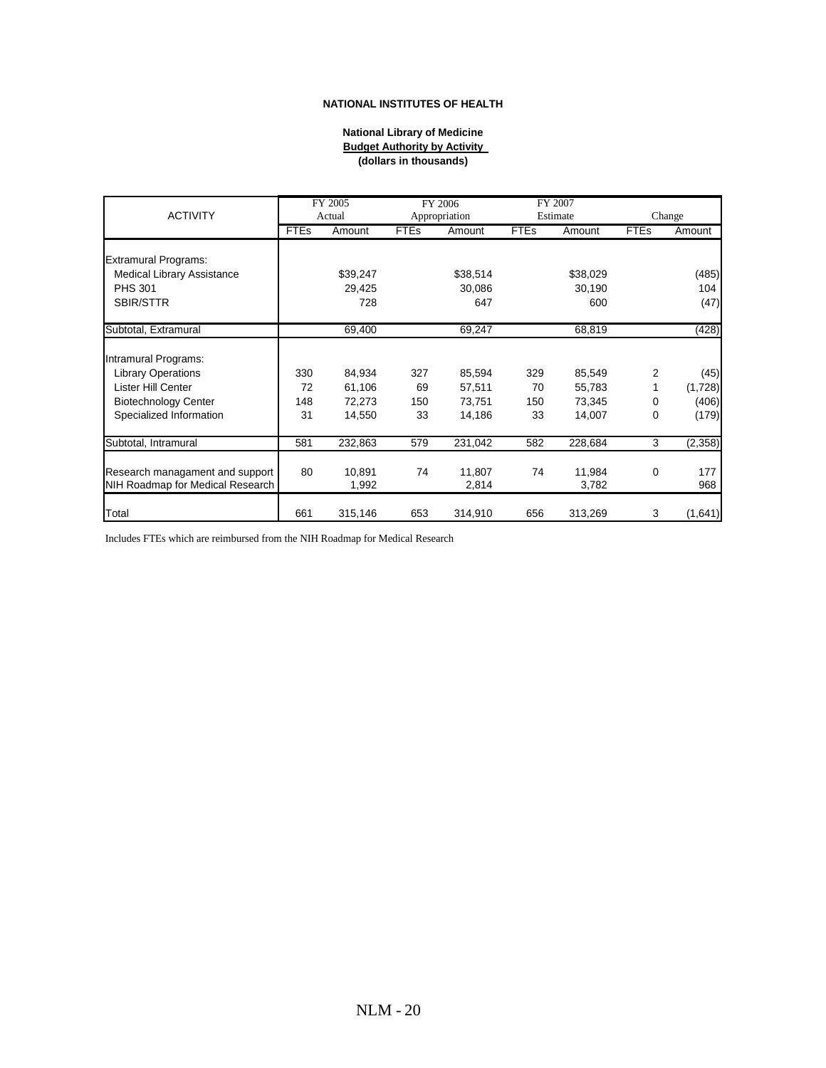**NATIONAL INSTITUTES OF HEALTH**

**National Library of Medicine**
**Budget Authority by Activity**
**(dollars in thousands)**

| ACTIVITY | FY 2005 Actual | | FY 2006 Appropriation | | FY 2007 Estimate | | Change | |
|---|---|---|---|---|---|---|---|---|
| | FTEs | Amount | FTEs | Amount | FTEs | Amount | FTEs | Amount |
| Extramural Programs: | | | | | | | | |
| Medical Library Assistance | | $39,247 | | $38,514 | | $38,029 | | (485) |
| PHS 301 | | 29,425 | | 30,086 | | 30,190 | | 104 |
| SBIR/STTR | | 728 | | 647 | | 600 | | (47) |
| Subtotal, Extramural | | 69,400 | | 69,247 | | 68,819 | | (428) |
| Intramural Programs: | | | | | | | | |
| Library Operations | 330 | 84,934 | 327 | 85,594 | 329 | 85,549 | 2 | (45) |
| Lister Hill Center | 72 | 61,106 | 69 | 57,511 | 70 | 55,783 | 1 | (1,728) |
| Biotechnology Center | 148 | 72,273 | 150 | 73,751 | 150 | 73,345 | 0 | (406) |
| Specialized Information | 31 | 14,550 | 33 | 14,186 | 33 | 14,007 | 0 | (179) |
| Subtotal, Intramural | 581 | 232,863 | 579 | 231,042 | 582 | 228,684 | 3 | (2,358) |
| Research managament and support | 80 | 10,891 | 74 | 11,807 | 74 | 11,984 | 0 | 177 |
| NIH Roadmap for Medical Research | | 1,992 | | 2,814 | | 3,782 | | 968 |
| Total | 661 | 315,146 | 653 | 314,910 | 656 | 313,269 | 3 | (1,641) |

Includes FTEs which are reimbursed from the NIH Roadmap for Medical Research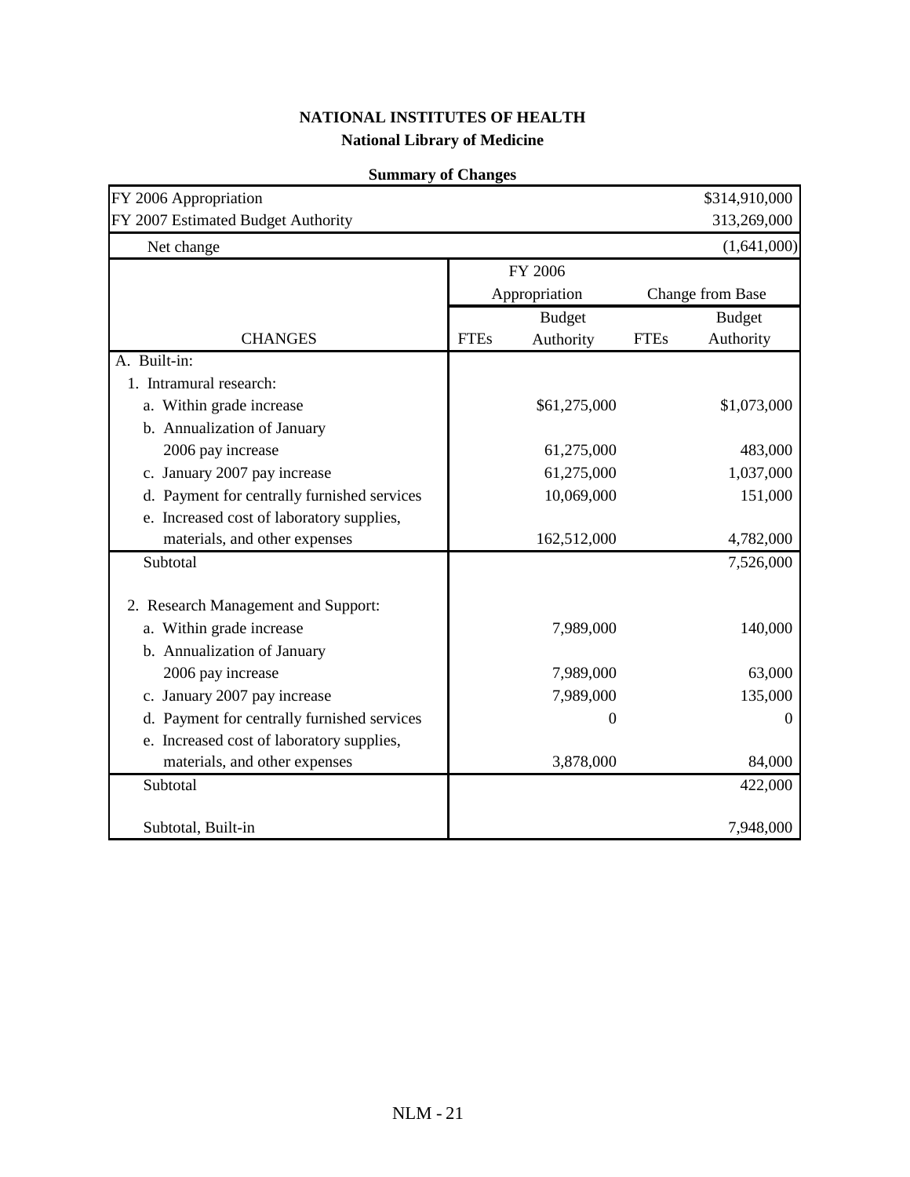**NATIONAL INSTITUTES OF HEALTH**

**National Library of Medicine**

**Summary of Changes**

| FY 2006 Appropriation | | | | $314,910,000 |
|---|---|---|---|---|
| FY 2007 Estimated Budget Authority | | | | 313,269,000 |
| Net change | | | | (1,641,000) |

| | FY 2006 Appropriation | | Change from Base | |
|---|---|---|---|---|
| CHANGES | FTEs | Budget Authority | FTEs | Budget Authority |
| A. Built-in: | | | | |
| 1. Intramural research: | | | | |
| a. Within grade increase | | $61,275,000 | | $1,073,000 |
| b. Annualization of January 2006 pay increase | | 61,275,000 | | 483,000 |
| c. January 2007 pay increase | | 61,275,000 | | 1,037,000 |
| d. Payment for centrally furnished services | | 10,069,000 | | 151,000 |
| e. Increased cost of laboratory supplies, materials, and other expenses | | 162,512,000 | | 4,782,000 |
| Subtotal | | | | 7,526,000 |
| 2. Research Management and Support: | | | | |
| a. Within grade increase | | 7,989,000 | | 140,000 |
| b. Annualization of January 2006 pay increase | | 7,989,000 | | 63,000 |
| c. January 2007 pay increase | | 7,989,000 | | 135,000 |
| d. Payment for centrally furnished services | | 0 | | 0 |
| e. Increased cost of laboratory supplies, materials, and other expenses | | 3,878,000 | | 84,000 |
| Subtotal | | | | 422,000 |
| Subtotal, Built-in | | | | 7,948,000 |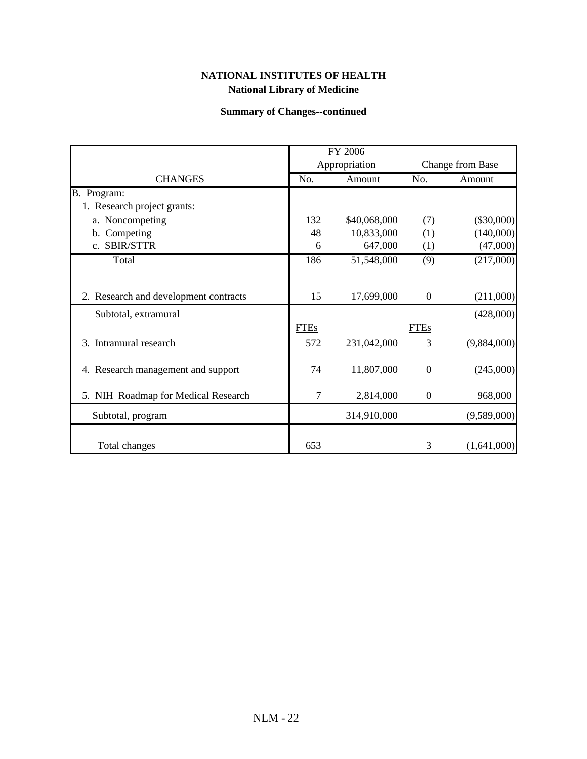**NATIONAL INSTITUTES OF HEALTH**
**National Library of Medicine**

**Summary of Changes--continued**

| CHANGES | FY 2006 Appropriation No. | FY 2006 Appropriation Amount | Change from Base No. | Change from Base Amount |
|---|---|---|---|---|
| B. Program: | | | | |
| 1. Research project grants: | | | | |
| a. Noncompeting | 132 | $40,068,000 | (7) | ($30,000) |
| b. Competing | 48 | 10,833,000 | (1) | (140,000) |
| c. SBIR/STTR | 6 | 647,000 | (1) | (47,000) |
| Total | 186 | 51,548,000 | (9) | (217,000) |
| 2. Research and development contracts | 15 | 17,699,000 | 0 | (211,000) |
| Subtotal, extramural | | | | (428,000) |
| | FTEs | | FTEs | |
| 3. Intramural research | 572 | 231,042,000 | 3 | (9,884,000) |
| 4. Research management and support | 74 | 11,807,000 | 0 | (245,000) |
| 5. NIH Roadmap for Medical Research | 7 | 2,814,000 | 0 | 968,000 |
| Subtotal, program | | 314,910,000 | | (9,589,000) |
| Total changes | 653 | | 3 | (1,641,000) |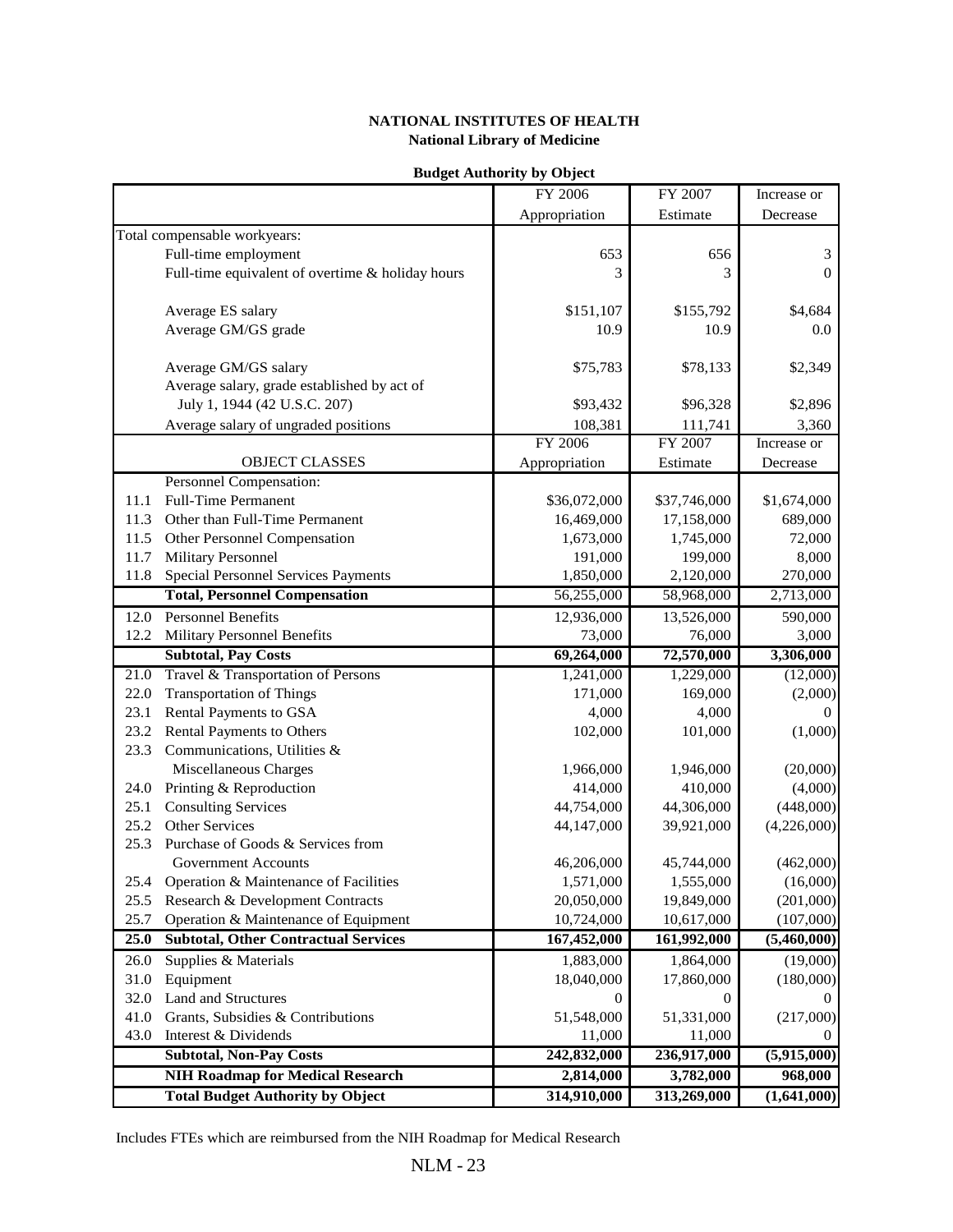**NATIONAL INSTITUTES OF HEALTH**
**National Library of Medicine**

**Budget Authority by Object**

| | | FY 2006 Appropriation | FY 2007 Estimate | Increase or Decrease |
|---|---|---|---|---|
| Total compensable workyears: | | | | |
| | Full-time employment | 653 | 656 | 3 |
| | Full-time equivalent of overtime & holiday hours | 3 | 3 | 0 |
| | Average ES salary | $151,107 | $155,792 | $4,684 |
| | Average GM/GS grade | 10.9 | 10.9 | 0.0 |
| | Average GM/GS salary | $75,783 | $78,133 | $2,349 |
| | Average salary, grade established by act of July 1, 1944 (42 U.S.C. 207) | $93,432 | $96,328 | $2,896 |
| | Average salary of ungraded positions | 108,381 | 111,741 | 3,360 |
| | OBJECT CLASSES | FY 2006 Appropriation | FY 2007 Estimate | Increase or Decrease |
| | Personnel Compensation: | | | |
| 11.1 | Full-Time Permanent | $36,072,000 | $37,746,000 | $1,674,000 |
| 11.3 | Other than Full-Time Permanent | 16,469,000 | 17,158,000 | 689,000 |
| 11.5 | Other Personnel Compensation | 1,673,000 | 1,745,000 | 72,000 |
| 11.7 | Military Personnel | 191,000 | 199,000 | 8,000 |
| 11.8 | Special Personnel Services Payments | 1,850,000 | 2,120,000 | 270,000 |
| | **Total, Personnel Compensation** | 56,255,000 | 58,968,000 | 2,713,000 |
| 12.0 | Personnel Benefits | 12,936,000 | 13,526,000 | 590,000 |
| 12.2 | Military Personnel Benefits | 73,000 | 76,000 | 3,000 |
| | **Subtotal, Pay Costs** | **69,264,000** | **72,570,000** | **3,306,000** |
| 21.0 | Travel & Transportation of Persons | 1,241,000 | 1,229,000 | (12,000) |
| 22.0 | Transportation of Things | 171,000 | 169,000 | (2,000) |
| 23.1 | Rental Payments to GSA | 4,000 | 4,000 | 0 |
| 23.2 | Rental Payments to Others | 102,000 | 101,000 | (1,000) |
| 23.3 | Communications, Utilities & Miscellaneous Charges | 1,966,000 | 1,946,000 | (20,000) |
| 24.0 | Printing & Reproduction | 414,000 | 410,000 | (4,000) |
| 25.1 | Consulting Services | 44,754,000 | 44,306,000 | (448,000) |
| 25.2 | Other Services | 44,147,000 | 39,921,000 | (4,226,000) |
| 25.3 | Purchase of Goods & Services from Government Accounts | 46,206,000 | 45,744,000 | (462,000) |
| 25.4 | Operation & Maintenance of Facilities | 1,571,000 | 1,555,000 | (16,000) |
| 25.5 | Research & Development Contracts | 20,050,000 | 19,849,000 | (201,000) |
| 25.7 | Operation & Maintenance of Equipment | 10,724,000 | 10,617,000 | (107,000) |
| **25.0** | **Subtotal, Other Contractual Services** | **167,452,000** | **161,992,000** | **(5,460,000)** |
| 26.0 | Supplies & Materials | 1,883,000 | 1,864,000 | (19,000) |
| 31.0 | Equipment | 18,040,000 | 17,860,000 | (180,000) |
| 32.0 | Land and Structures | 0 | 0 | 0 |
| 41.0 | Grants, Subsidies & Contributions | 51,548,000 | 51,331,000 | (217,000) |
| 43.0 | Interest & Dividends | 11,000 | 11,000 | 0 |
| | **Subtotal, Non-Pay Costs** | **242,832,000** | **236,917,000** | **(5,915,000)** |
| | **NIH Roadmap for Medical Research** | **2,814,000** | **3,782,000** | **968,000** |
| | **Total Budget Authority by Object** | **314,910,000** | **313,269,000** | **(1,641,000)** |

Includes FTEs which are reimbursed from the NIH Roadmap for Medical Research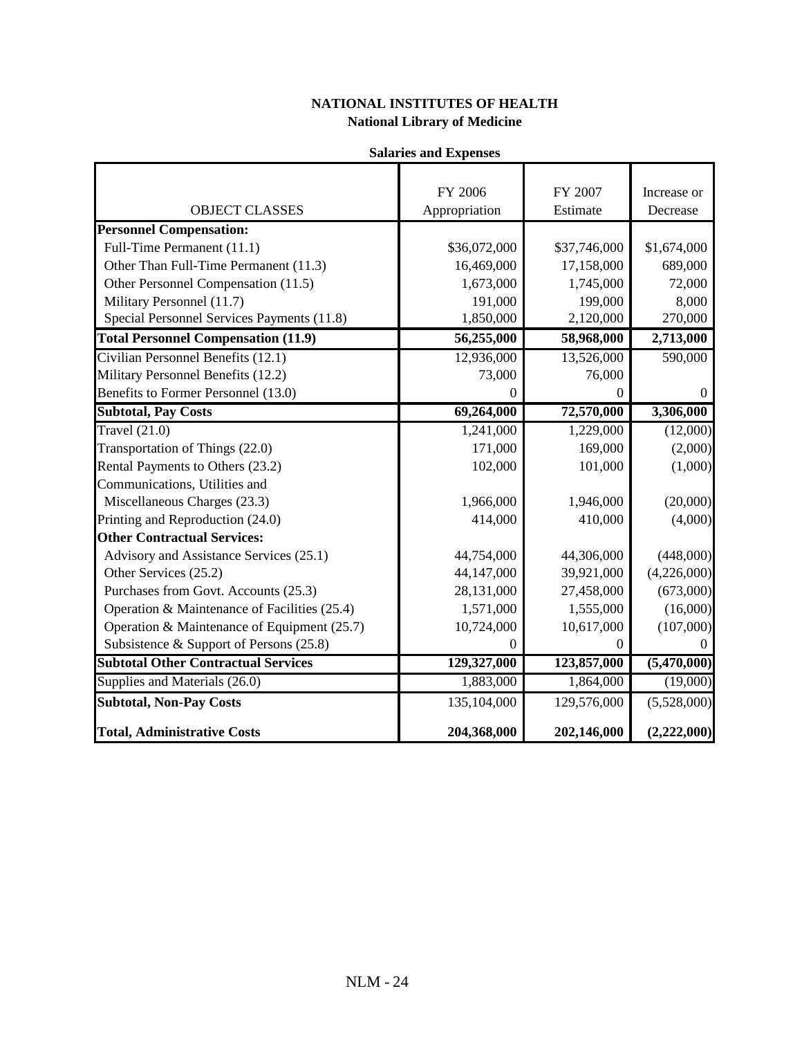**NATIONAL INSTITUTES OF HEALTH**
**National Library of Medicine**

**Salaries and Expenses**

| OBJECT CLASSES | FY 2006 Appropriation | FY 2007 Estimate | Increase or Decrease |
|---|---|---|---|
| **Personnel Compensation:** | | | |
| Full-Time Permanent (11.1) | $36,072,000 | $37,746,000 | $1,674,000 |
| Other Than Full-Time Permanent (11.3) | 16,469,000 | 17,158,000 | 689,000 |
| Other Personnel Compensation (11.5) | 1,673,000 | 1,745,000 | 72,000 |
| Military Personnel (11.7) | 191,000 | 199,000 | 8,000 |
| Special Personnel Services Payments (11.8) | 1,850,000 | 2,120,000 | 270,000 |
| **Total Personnel Compensation (11.9)** | **56,255,000** | **58,968,000** | **2,713,000** |
| Civilian Personnel Benefits (12.1) | 12,936,000 | 13,526,000 | 590,000 |
| Military Personnel Benefits (12.2) | 73,000 | 76,000 | |
| Benefits to Former Personnel (13.0) | 0 | 0 | 0 |
| **Subtotal, Pay Costs** | **69,264,000** | **72,570,000** | **3,306,000** |
| Travel (21.0) | 1,241,000 | 1,229,000 | (12,000) |
| Transportation of Things (22.0) | 171,000 | 169,000 | (2,000) |
| Rental Payments to Others (23.2) | 102,000 | 101,000 | (1,000) |
| Communications, Utilities and Miscellaneous Charges (23.3) | 1,966,000 | 1,946,000 | (20,000) |
| Printing and Reproduction (24.0) | 414,000 | 410,000 | (4,000) |
| **Other Contractual Services:** | | | |
| Advisory and Assistance Services (25.1) | 44,754,000 | 44,306,000 | (448,000) |
| Other Services (25.2) | 44,147,000 | 39,921,000 | (4,226,000) |
| Purchases from Govt. Accounts (25.3) | 28,131,000 | 27,458,000 | (673,000) |
| Operation & Maintenance of Facilities (25.4) | 1,571,000 | 1,555,000 | (16,000) |
| Operation & Maintenance of Equipment (25.7) | 10,724,000 | 10,617,000 | (107,000) |
| Subsistence & Support of Persons (25.8) | 0 | 0 | 0 |
| **Subtotal Other Contractual Services** | **129,327,000** | **123,857,000** | **(5,470,000)** |
| Supplies and Materials (26.0) | 1,883,000 | 1,864,000 | (19,000) |
| **Subtotal, Non-Pay Costs** | 135,104,000 | 129,576,000 | (5,528,000) |
| **Total, Administrative Costs** | **204,368,000** | **202,146,000** | **(2,222,000)** |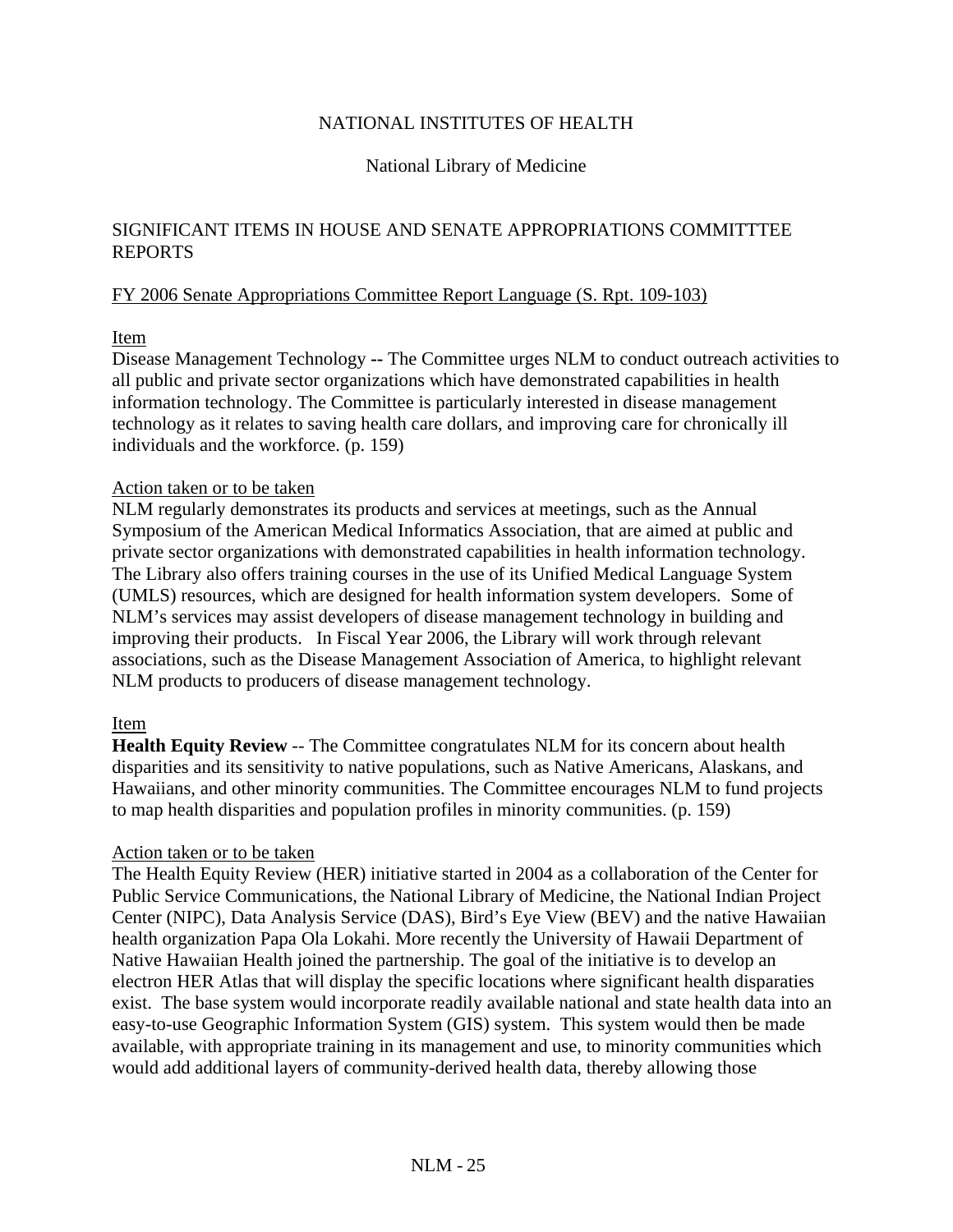NATIONAL INSTITUTES OF HEALTH

National Library of Medicine

SIGNIFICANT ITEMS IN HOUSE AND SENATE APPROPRIATIONS COMMITTTEE REPORTS

FY 2006 Senate Appropriations Committee Report Language (S. Rpt. 109-103)

Item

Disease Management Technology -- The Committee urges NLM to conduct outreach activities to all public and private sector organizations which have demonstrated capabilities in health information technology. The Committee is particularly interested in disease management technology as it relates to saving health care dollars, and improving care for chronically ill individuals and the workforce. (p. 159)

Action taken or to be taken

NLM regularly demonstrates its products and services at meetings, such as the Annual Symposium of the American Medical Informatics Association, that are aimed at public and private sector organizations with demonstrated capabilities in health information technology. The Library also offers training courses in the use of its Unified Medical Language System (UMLS) resources, which are designed for health information system developers. Some of NLM's services may assist developers of disease management technology in building and improving their products. In Fiscal Year 2006, the Library will work through relevant associations, such as the Disease Management Association of America, to highlight relevant NLM products to producers of disease management technology.

Item

**Health Equity Review** -- The Committee congratulates NLM for its concern about health disparities and its sensitivity to native populations, such as Native Americans, Alaskans, and Hawaiians, and other minority communities. The Committee encourages NLM to fund projects to map health disparities and population profiles in minority communities. (p. 159)

Action taken or to be taken

The Health Equity Review (HER) initiative started in 2004 as a collaboration of the Center for Public Service Communications, the National Library of Medicine, the National Indian Project Center (NIPC), Data Analysis Service (DAS), Bird's Eye View (BEV) and the native Hawaiian health organization Papa Ola Lokahi. More recently the University of Hawaii Department of Native Hawaiian Health joined the partnership. The goal of the initiative is to develop an electron HER Atlas that will display the specific locations where significant health disparaties exist. The base system would incorporate readily available national and state health data into an easy-to-use Geographic Information System (GIS) system. This system would then be made available, with appropriate training in its management and use, to minority communities which would add additional layers of community-derived health data, thereby allowing those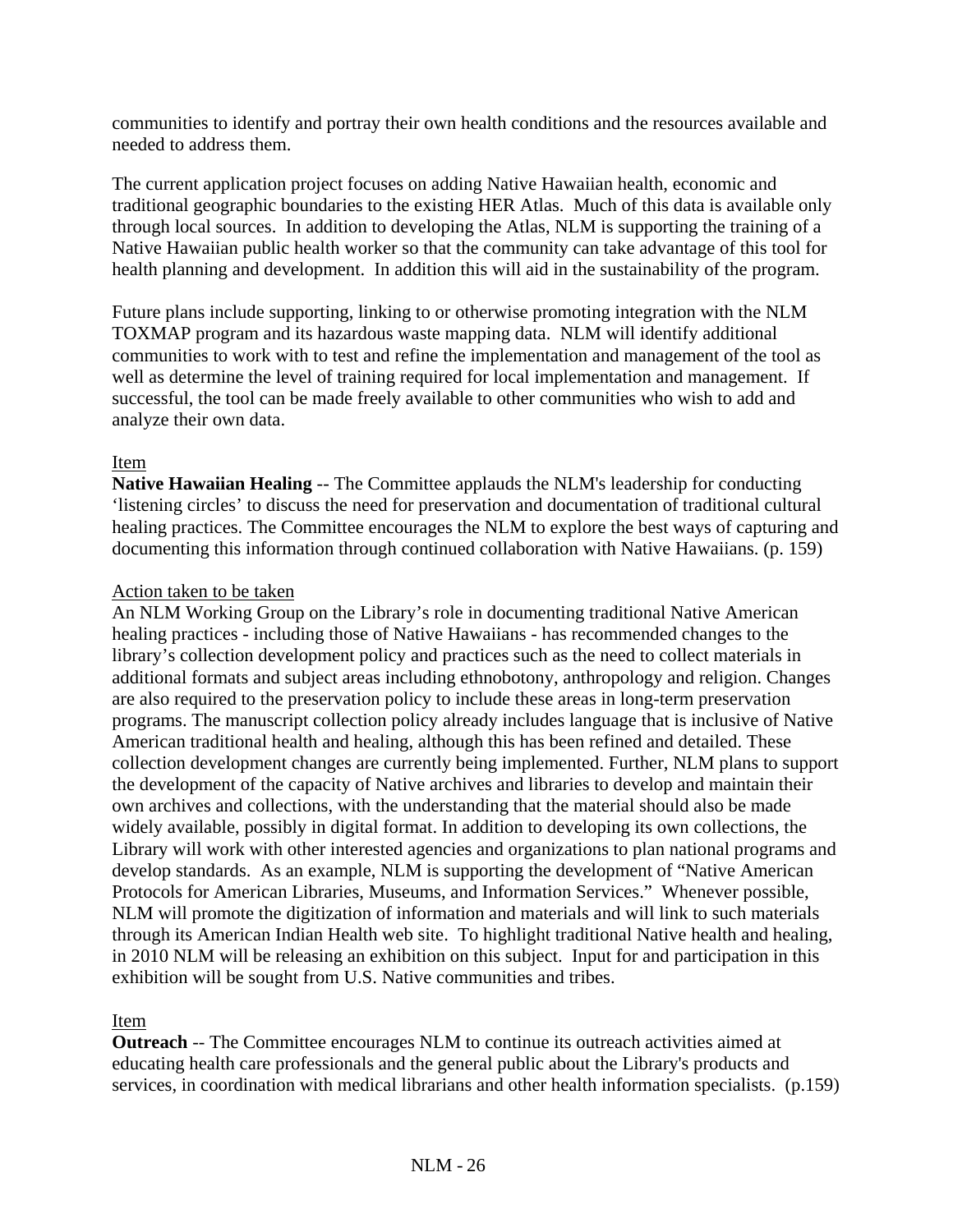communities to identify and portray their own health conditions and the resources available and needed to address them.

The current application project focuses on adding Native Hawaiian health, economic and traditional geographic boundaries to the existing HER Atlas. Much of this data is available only through local sources. In addition to developing the Atlas, NLM is supporting the training of a Native Hawaiian public health worker so that the community can take advantage of this tool for health planning and development. In addition this will aid in the sustainability of the program.

Future plans include supporting, linking to or otherwise promoting integration with the NLM TOXMAP program and its hazardous waste mapping data. NLM will identify additional communities to work with to test and refine the implementation and management of the tool as well as determine the level of training required for local implementation and management. If successful, the tool can be made freely available to other communities who wish to add and analyze their own data.

Item

**Native Hawaiian Healing** -- The Committee applauds the NLM's leadership for conducting 'listening circles' to discuss the need for preservation and documentation of traditional cultural healing practices. The Committee encourages the NLM to explore the best ways of capturing and documenting this information through continued collaboration with Native Hawaiians. (p. 159)

Action taken to be taken

An NLM Working Group on the Library's role in documenting traditional Native American healing practices - including those of Native Hawaiians - has recommended changes to the library's collection development policy and practices such as the need to collect materials in additional formats and subject areas including ethnobotony, anthropology and religion. Changes are also required to the preservation policy to include these areas in long-term preservation programs. The manuscript collection policy already includes language that is inclusive of Native American traditional health and healing, although this has been refined and detailed. These collection development changes are currently being implemented. Further, NLM plans to support the development of the capacity of Native archives and libraries to develop and maintain their own archives and collections, with the understanding that the material should also be made widely available, possibly in digital format. In addition to developing its own collections, the Library will work with other interested agencies and organizations to plan national programs and develop standards. As an example, NLM is supporting the development of "Native American Protocols for American Libraries, Museums, and Information Services." Whenever possible, NLM will promote the digitization of information and materials and will link to such materials through its American Indian Health web site. To highlight traditional Native health and healing, in 2010 NLM will be releasing an exhibition on this subject. Input for and participation in this exhibition will be sought from U.S. Native communities and tribes.

Item

**Outreach** -- The Committee encourages NLM to continue its outreach activities aimed at educating health care professionals and the general public about the Library's products and services, in coordination with medical librarians and other health information specialists. (p.159)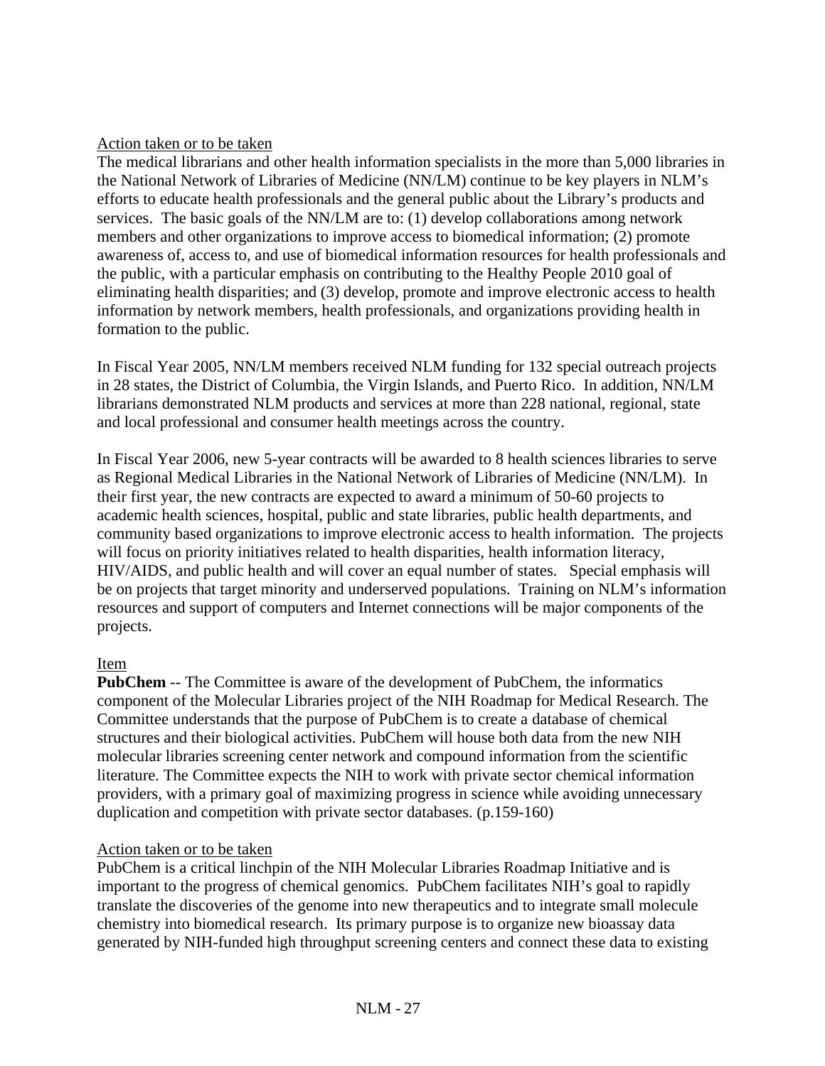Action taken or to be taken

The medical librarians and other health information specialists in the more than 5,000 libraries in the National Network of Libraries of Medicine (NN/LM) continue to be key players in NLM's efforts to educate health professionals and the general public about the Library's products and services. The basic goals of the NN/LM are to: (1) develop collaborations among network members and other organizations to improve access to biomedical information; (2) promote awareness of, access to, and use of biomedical information resources for health professionals and the public, with a particular emphasis on contributing to the Healthy People 2010 goal of eliminating health disparities; and (3) develop, promote and improve electronic access to health information by network members, health professionals, and organizations providing health in formation to the public.

In Fiscal Year 2005, NN/LM members received NLM funding for 132 special outreach projects in 28 states, the District of Columbia, the Virgin Islands, and Puerto Rico. In addition, NN/LM librarians demonstrated NLM products and services at more than 228 national, regional, state and local professional and consumer health meetings across the country.

In Fiscal Year 2006, new 5-year contracts will be awarded to 8 health sciences libraries to serve as Regional Medical Libraries in the National Network of Libraries of Medicine (NN/LM). In their first year, the new contracts are expected to award a minimum of 50-60 projects to academic health sciences, hospital, public and state libraries, public health departments, and community based organizations to improve electronic access to health information. The projects will focus on priority initiatives related to health disparities, health information literacy, HIV/AIDS, and public health and will cover an equal number of states. Special emphasis will be on projects that target minority and underserved populations. Training on NLM's information resources and support of computers and Internet connections will be major components of the projects.

Item

**PubChem** -- The Committee is aware of the development of PubChem, the informatics component of the Molecular Libraries project of the NIH Roadmap for Medical Research. The Committee understands that the purpose of PubChem is to create a database of chemical structures and their biological activities. PubChem will house both data from the new NIH molecular libraries screening center network and compound information from the scientific literature. The Committee expects the NIH to work with private sector chemical information providers, with a primary goal of maximizing progress in science while avoiding unnecessary duplication and competition with private sector databases. (p.159-160)

Action taken or to be taken

PubChem is a critical linchpin of the NIH Molecular Libraries Roadmap Initiative and is important to the progress of chemical genomics. PubChem facilitates NIH's goal to rapidly translate the discoveries of the genome into new therapeutics and to integrate small molecule chemistry into biomedical research. Its primary purpose is to organize new bioassay data generated by NIH-funded high throughput screening centers and connect these data to existing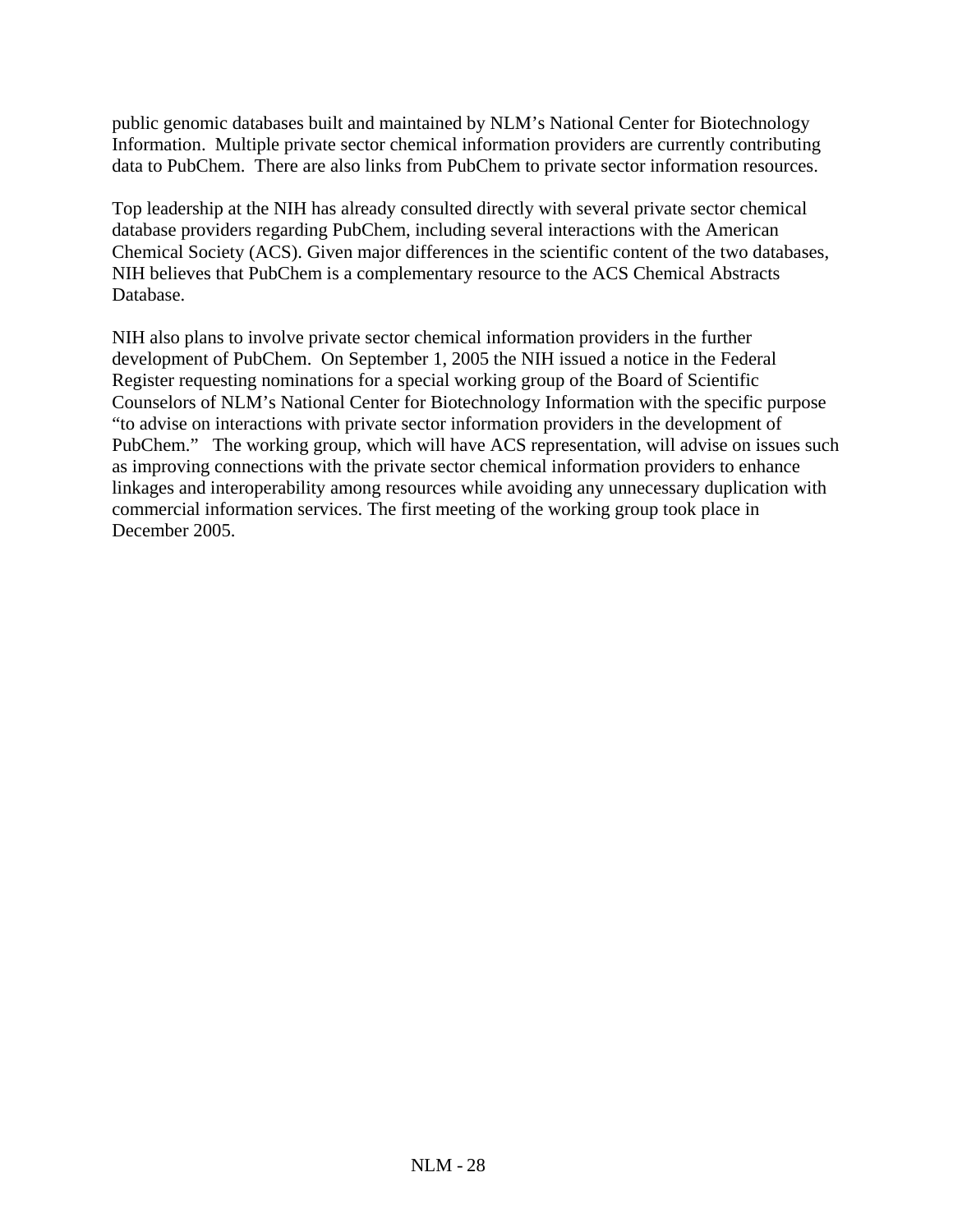public genomic databases built and maintained by NLM's National Center for Biotechnology Information. Multiple private sector chemical information providers are currently contributing data to PubChem. There are also links from PubChem to private sector information resources.

Top leadership at the NIH has already consulted directly with several private sector chemical database providers regarding PubChem, including several interactions with the American Chemical Society (ACS). Given major differences in the scientific content of the two databases, NIH believes that PubChem is a complementary resource to the ACS Chemical Abstracts Database.

NIH also plans to involve private sector chemical information providers in the further development of PubChem. On September 1, 2005 the NIH issued a notice in the Federal Register requesting nominations for a special working group of the Board of Scientific Counselors of NLM's National Center for Biotechnology Information with the specific purpose "to advise on interactions with private sector information providers in the development of PubChem." The working group, which will have ACS representation, will advise on issues such as improving connections with the private sector chemical information providers to enhance linkages and interoperability among resources while avoiding any unnecessary duplication with commercial information services. The first meeting of the working group took place in December 2005.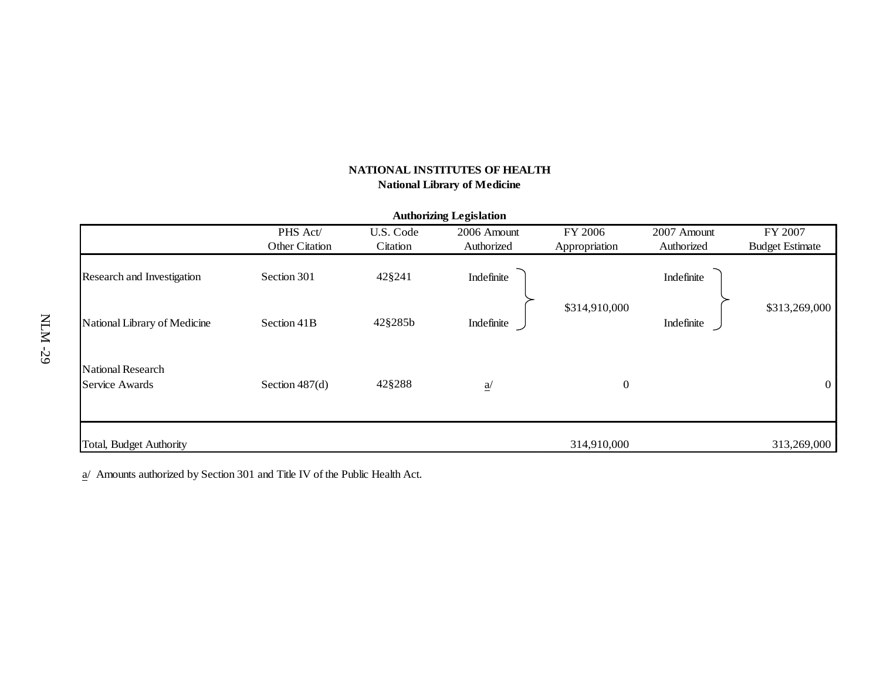**NATIONAL INSTITUTES OF HEALTH**
**National Library of Medicine**

**Authorizing Legislation**

| | PHS Act/ Other Citation | U.S. Code Citation | 2006 Amount Authorized | FY 2006 Appropriation | 2007 Amount Authorized | FY 2007 Budget Estimate |
|---|---|---|---|---|---|---|
| Research and Investigation | Section 301 | 42§241 | Indefinite | $314,910,000 | Indefinite | $313,269,000 |
| National Library of Medicine | Section 41B | 42§285b | Indefinite | | Indefinite | |
| National Research Service Awards | Section 487(d) | 42§288 | a/ | 0 | | 0 |
| Total, Budget Authority | | | | 314,910,000 | | 313,269,000 |

a/ Amounts authorized by Section 301 and Title IV of the Public Health Act.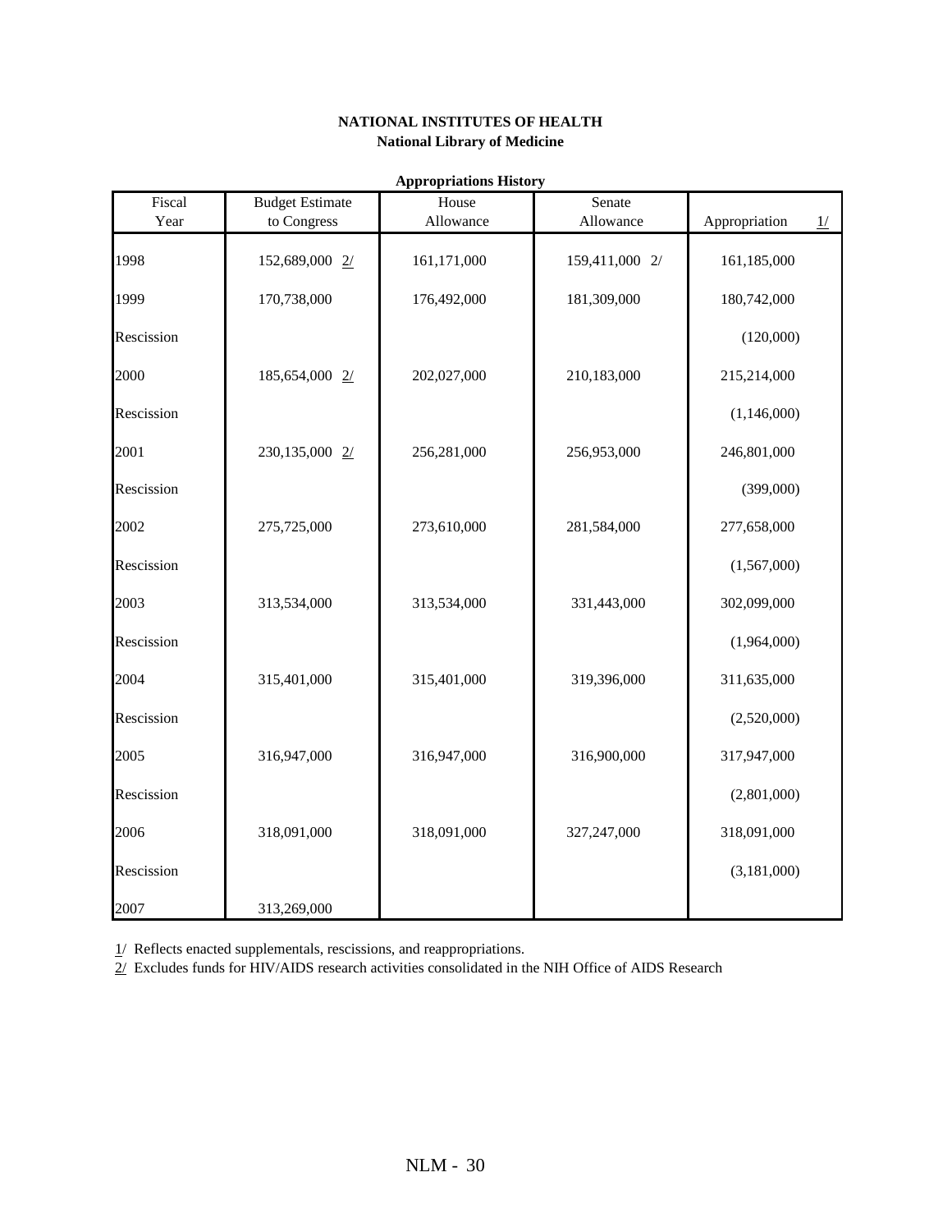**NATIONAL INSTITUTES OF HEALTH**
**National Library of Medicine**

**Appropriations History**

| Fiscal Year | Budget Estimate to Congress | House Allowance | Senate Allowance | Appropriation 1/ |
|---|---|---|---|---|
| 1998 | 152,689,000 2/ | 161,171,000 | 159,411,000 2/ | 161,185,000 |
| 1999 | 170,738,000 | 176,492,000 | 181,309,000 | 180,742,000 |
| Rescission | | | | (120,000) |
| 2000 | 185,654,000 2/ | 202,027,000 | 210,183,000 | 215,214,000 |
| Rescission | | | | (1,146,000) |
| 2001 | 230,135,000 2/ | 256,281,000 | 256,953,000 | 246,801,000 |
| Rescission | | | | (399,000) |
| 2002 | 275,725,000 | 273,610,000 | 281,584,000 | 277,658,000 |
| Rescission | | | | (1,567,000) |
| 2003 | 313,534,000 | 313,534,000 | 331,443,000 | 302,099,000 |
| Rescission | | | | (1,964,000) |
| 2004 | 315,401,000 | 315,401,000 | 319,396,000 | 311,635,000 |
| Rescission | | | | (2,520,000) |
| 2005 | 316,947,000 | 316,947,000 | 316,900,000 | 317,947,000 |
| Rescission | | | | (2,801,000) |
| 2006 | 318,091,000 | 318,091,000 | 327,247,000 | 318,091,000 |
| Rescission | | | | (3,181,000) |
| 2007 | 313,269,000 | | | |

1/ Reflects enacted supplementals, rescissions, and reappropriations.

2/ Excludes funds for HIV/AIDS research activities consolidated in the NIH Office of AIDS Research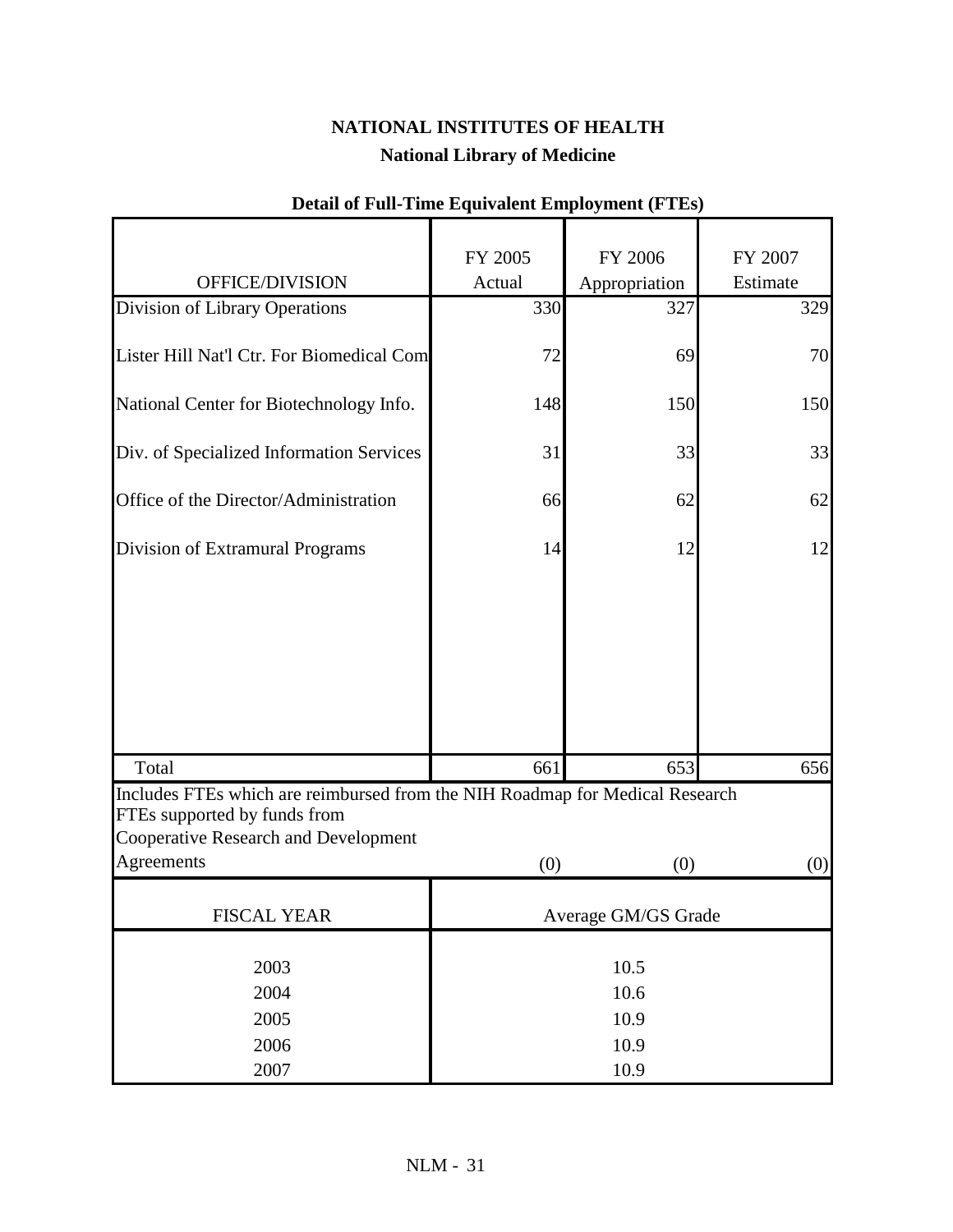# NATIONAL INSTITUTES OF HEALTH

## National Library of Medicine

### Detail of Full-Time Equivalent Employment (FTEs)

| OFFICE/DIVISION | FY 2005 Actual | FY 2006 Appropriation | FY 2007 Estimate |
|---|---|---|---|
| Division of Library Operations | 330 | 327 | 329 |
| Lister Hill Nat'l Ctr. For Biomedical Com | 72 | 69 | 70 |
| National Center for Biotechnology Info. | 148 | 150 | 150 |
| Div. of Specialized Information Services | 31 | 33 | 33 |
| Office of the Director/Administration | 66 | 62 | 62 |
| Division of Extramural Programs | 14 | 12 | 12 |
| Total | 661 | 653 | 656 |
| Includes FTEs which are reimbursed from the NIH Roadmap for Medical Research | | | |
| FTEs supported by funds from Cooperative Research and Development Agreements | (0) | (0) | (0) |

| FISCAL YEAR | Average GM/GS Grade |
|---|---|
| 2003 | 10.5 |
| 2004 | 10.6 |
| 2005 | 10.9 |
| 2006 | 10.9 |
| 2007 | 10.9 |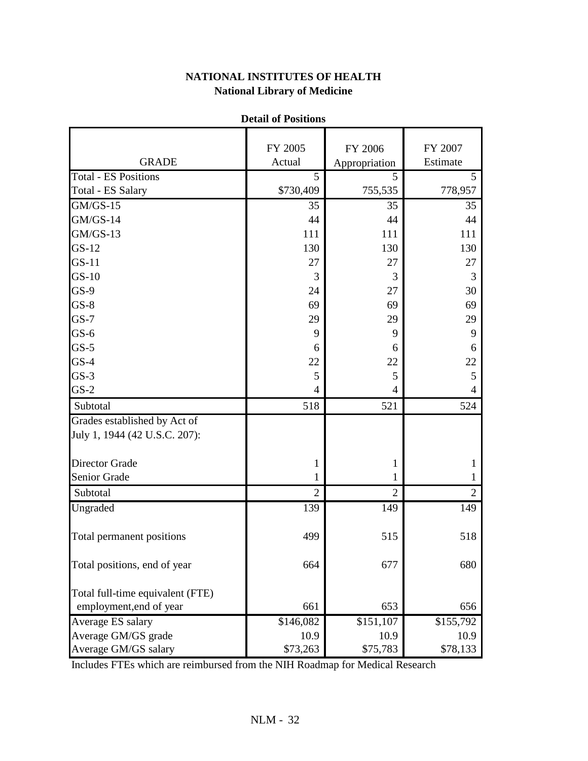**NATIONAL INSTITUTES OF HEALTH**
**National Library of Medicine**

**Detail of Positions**

| GRADE | FY 2005 Actual | FY 2006 Appropriation | FY 2007 Estimate |
|---|---|---|---|
| Total - ES Positions | 5 | 5 | 5 |
| Total - ES Salary | $730,409 | 755,535 | 778,957 |
| GM/GS-15 | 35 | 35 | 35 |
| GM/GS-14 | 44 | 44 | 44 |
| GM/GS-13 | 111 | 111 | 111 |
| GS-12 | 130 | 130 | 130 |
| GS-11 | 27 | 27 | 27 |
| GS-10 | 3 | 3 | 3 |
| GS-9 | 24 | 27 | 30 |
| GS-8 | 69 | 69 | 69 |
| GS-7 | 29 | 29 | 29 |
| GS-6 | 9 | 9 | 9 |
| GS-5 | 6 | 6 | 6 |
| GS-4 | 22 | 22 | 22 |
| GS-3 | 5 | 5 | 5 |
| GS-2 | 4 | 4 | 4 |
| Subtotal | 518 | 521 | 524 |
| Grades established by Act of July 1, 1944 (42 U.S.C. 207): | | | |
| Director Grade | 1 | 1 | 1 |
| Senior Grade | 1 | 1 | 1 |
| Subtotal | 2 | 2 | 2 |
| Ungraded | 139 | 149 | 149 |
| Total permanent positions | 499 | 515 | 518 |
| Total positions, end of year | 664 | 677 | 680 |
| Total full-time equivalent (FTE) employment,end of year | 661 | 653 | 656 |
| Average ES salary | $146,082 | $151,107 | $155,792 |
| Average GM/GS grade | 10.9 | 10.9 | 10.9 |
| Average GM/GS salary | $73,263 | $75,783 | $78,133 |

Includes FTEs which are reimbursed from the NIH Roadmap for Medical Research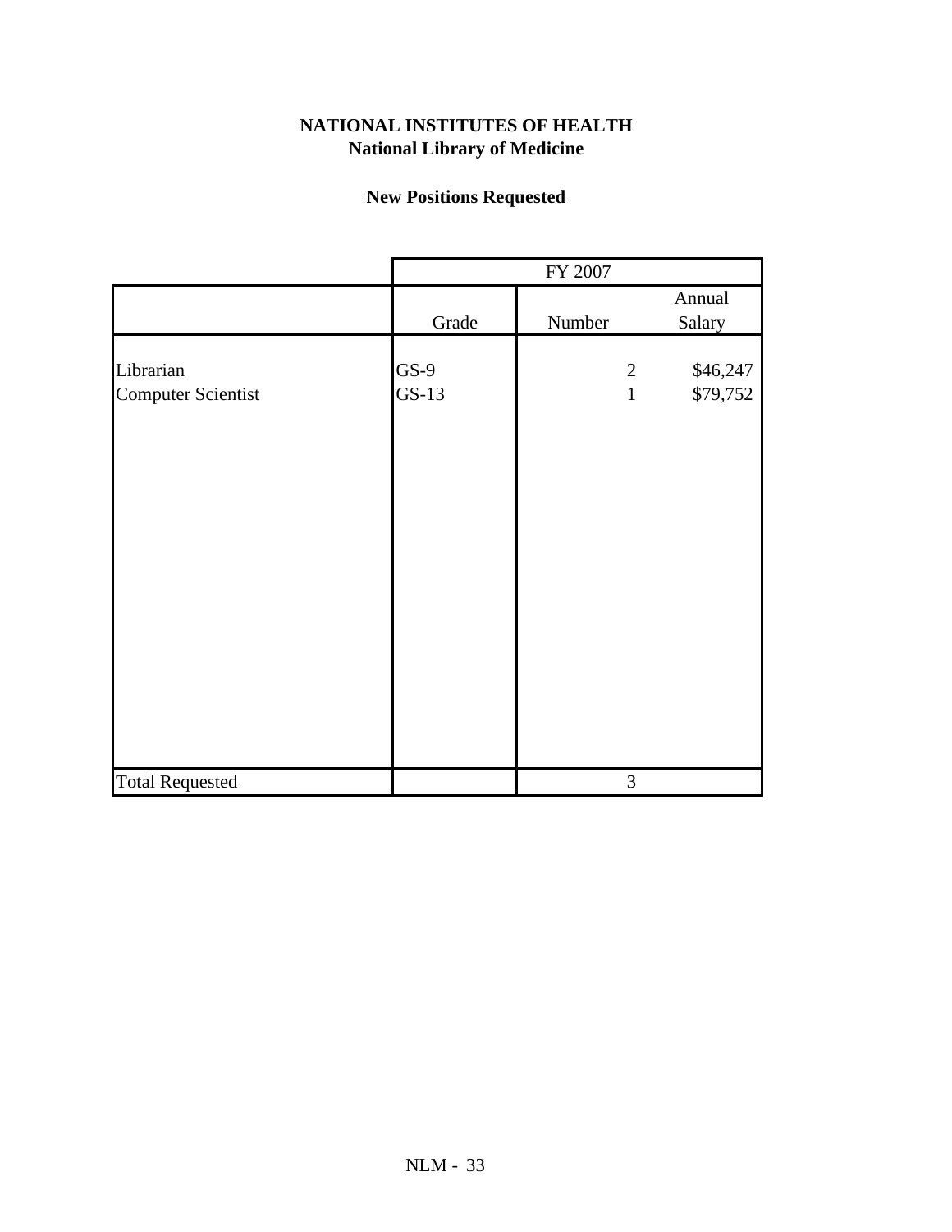# NATIONAL INSTITUTES OF HEALTH
## National Library of Medicine

### New Positions Requested

| | FY 2007 | | |
|---|---|---|---|
| | Grade | Number | Annual Salary |
| Librarian | GS-9 | 2 | $46,247 |
| Computer Scientist | GS-13 | 1 | $79,752 |
| Total Requested | | 3 | |